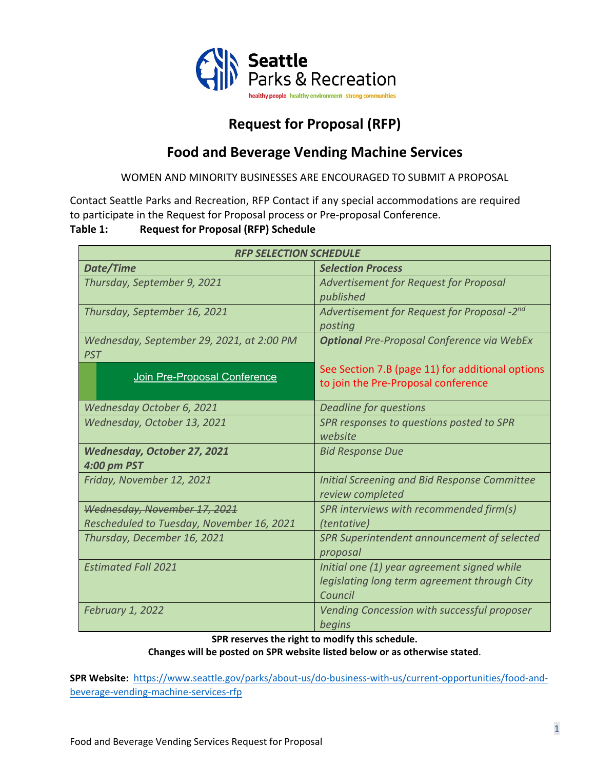Seattle Parks & Recreation

healthy people healthy environment strong communities

# Request for Proposal (RFP)

## Food and Beverage Vending Machine Services

WOMEN AND MINORITY BUSINESSES ARE ENCOURAGED TO SUBMIT A PROPOSAL

Contact Seattle Parks and Recreation, RFP Contact if any special accommodations are required to participate in the Request for Proposal process or Pre-proposal Conference.

**Table 1: Request for Proposal (RFP) Schedule**

| *RFP SELECTION SCHEDULE* | |
|---|---|
| ***Date/Time*** | ***Selection Process*** |
| *Thursday, September 9, 2021* | *Advertisement for Request for Proposal published* |
| *Thursday, September 16, 2021* | *Advertisement for Request for Proposal -2nd posting* |
| *Wednesday, September 29, 2021, at 2:00 PM PST*<br>Join Pre-Proposal Conference | ***Optional*** *Pre-Proposal Conference via WebEx*<br>See Section 7.B (page 11) for additional options to join the Pre-Proposal conference |
| *Wednesday October 6, 2021* | *Deadline for questions* |
| *Wednesday, October 13, 2021* | *SPR responses to questions posted to SPR website* |
| ***Wednesday, October 27, 2021 4:00 pm PST*** | *Bid Response Due* |
| *Friday, November 12, 2021* | *Initial Screening and Bid Response Committee review completed* |
| ~~*Wednesday, November 17, 2021*~~<br>*Rescheduled to Tuesday, November 16, 2021* | *SPR interviews with recommended firm(s) (tentative)* |
| *Thursday, December 16, 2021* | *SPR Superintendent announcement of selected proposal* |
| *Estimated Fall 2021* | *Initial one (1) year agreement signed while legislating long term agreement through City Council* |
| *February 1, 2022* | *Vending Concession with successful proposer begins* |

**SPR reserves the right to modify this schedule.**
**Changes will be posted on SPR website listed below or as otherwise stated.**

**SPR Website:** https://www.seattle.gov/parks/about-us/do-business-with-us/current-opportunities/food-and-beverage-vending-machine-services-rfp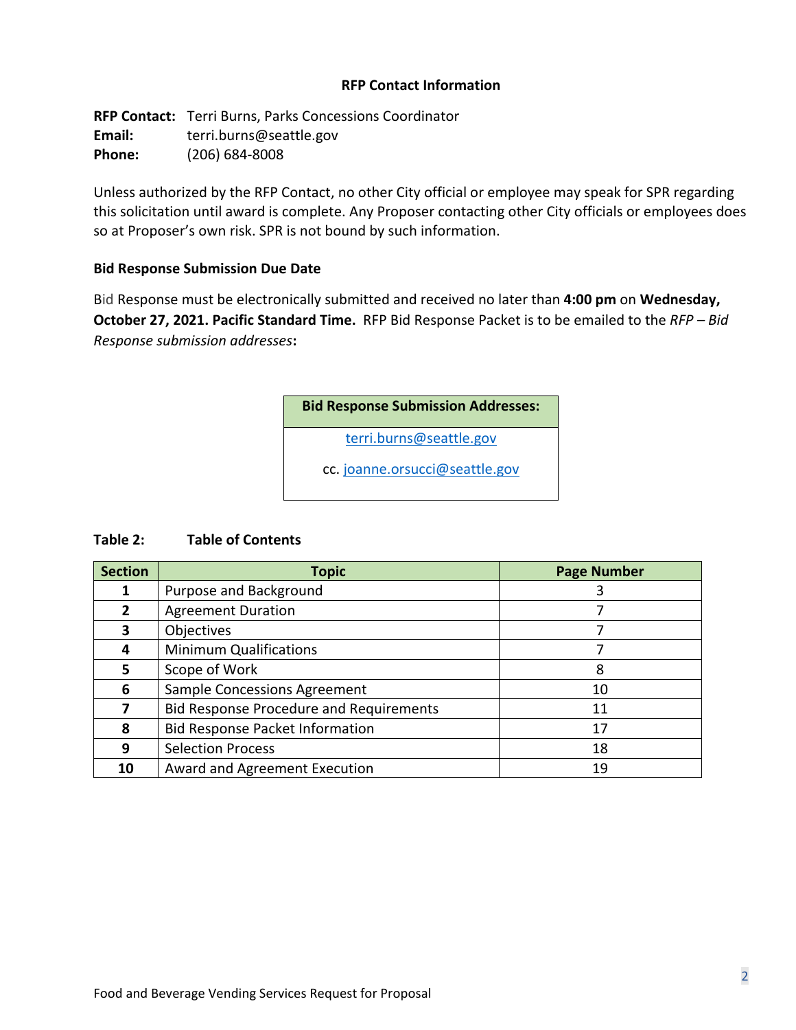### RFP Contact Information

**RFP Contact:** Terri Burns, Parks Concessions Coordinator
**Email:** terri.burns@seattle.gov
**Phone:** (206) 684-8008

Unless authorized by the RFP Contact, no other City official or employee may speak for SPR regarding this solicitation until award is complete. Any Proposer contacting other City officials or employees does so at Proposer's own risk. SPR is not bound by such information.

**Bid Response Submission Due Date**

Bid Response must be electronically submitted and received no later than **4:00 pm** on **Wednesday, October 27, 2021. Pacific Standard Time.** RFP Bid Response Packet is to be emailed to the *RFP – Bid Response submission addresses*:

| Bid Response Submission Addresses: |
|---|
| terri.burns@seattle.gov<br>cc. joanne.orsucci@seattle.gov |

**Table 2: Table of Contents**

| Section | Topic | Page Number |
|---|---|---|
| 1 | Purpose and Background | 3 |
| 2 | Agreement Duration | 7 |
| 3 | Objectives | 7 |
| 4 | Minimum Qualifications | 7 |
| 5 | Scope of Work | 8 |
| 6 | Sample Concessions Agreement | 10 |
| 7 | Bid Response Procedure and Requirements | 11 |
| 8 | Bid Response Packet Information | 17 |
| 9 | Selection Process | 18 |
| 10 | Award and Agreement Execution | 19 |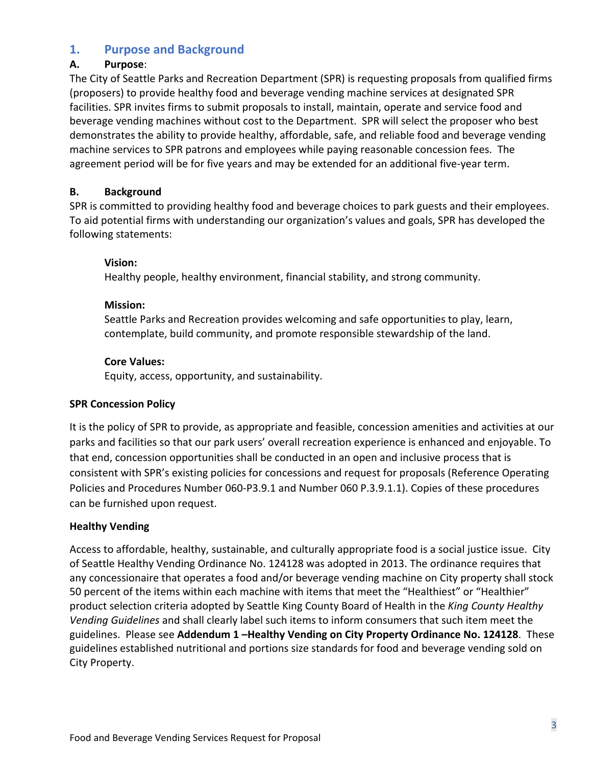## 1. Purpose and Background

### A. Purpose:

The City of Seattle Parks and Recreation Department (SPR) is requesting proposals from qualified firms (proposers) to provide healthy food and beverage vending machine services at designated SPR facilities. SPR invites firms to submit proposals to install, maintain, operate and service food and beverage vending machines without cost to the Department. SPR will select the proposer who best demonstrates the ability to provide healthy, affordable, safe, and reliable food and beverage vending machine services to SPR patrons and employees while paying reasonable concession fees. The agreement period will be for five years and may be extended for an additional five-year term.

### B. Background

SPR is committed to providing healthy food and beverage choices to park guests and their employees. To aid potential firms with understanding our organization's values and goals, SPR has developed the following statements:

**Vision:**
Healthy people, healthy environment, financial stability, and strong community.

**Mission:**
Seattle Parks and Recreation provides welcoming and safe opportunities to play, learn, contemplate, build community, and promote responsible stewardship of the land.

**Core Values:**
Equity, access, opportunity, and sustainability.

**SPR Concession Policy**

It is the policy of SPR to provide, as appropriate and feasible, concession amenities and activities at our parks and facilities so that our park users' overall recreation experience is enhanced and enjoyable. To that end, concession opportunities shall be conducted in an open and inclusive process that is consistent with SPR's existing policies for concessions and request for proposals (Reference Operating Policies and Procedures Number 060-P3.9.1 and Number 060 P.3.9.1.1). Copies of these procedures can be furnished upon request.

**Healthy Vending**

Access to affordable, healthy, sustainable, and culturally appropriate food is a social justice issue. City of Seattle Healthy Vending Ordinance No. 124128 was adopted in 2013. The ordinance requires that any concessionaire that operates a food and/or beverage vending machine on City property shall stock 50 percent of the items within each machine with items that meet the "Healthiest" or "Healthier" product selection criteria adopted by Seattle King County Board of Health in the *King County Healthy Vending Guidelines* and shall clearly label such items to inform consumers that such item meet the guidelines. Please see **Addendum 1 –Healthy Vending on City Property Ordinance No. 124128**. These guidelines established nutritional and portions size standards for food and beverage vending sold on City Property.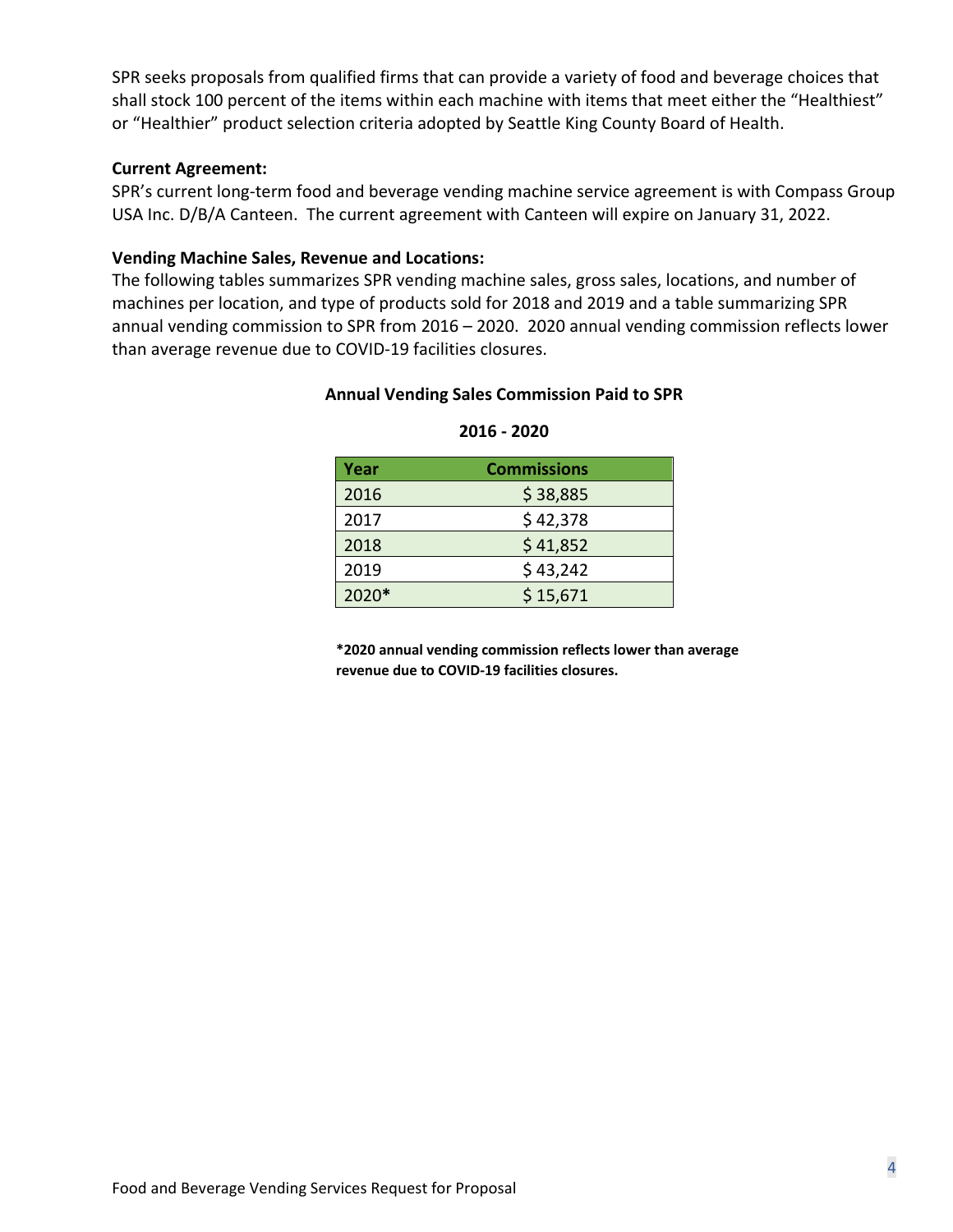SPR seeks proposals from qualified firms that can provide a variety of food and beverage choices that shall stock 100 percent of the items within each machine with items that meet either the "Healthiest" or "Healthier" product selection criteria adopted by Seattle King County Board of Health.

**Current Agreement:**

SPR's current long-term food and beverage vending machine service agreement is with Compass Group USA Inc. D/B/A Canteen. The current agreement with Canteen will expire on January 31, 2022.

**Vending Machine Sales, Revenue and Locations:**

The following tables summarizes SPR vending machine sales, gross sales, locations, and number of machines per location, and type of products sold for 2018 and 2019 and a table summarizing SPR annual vending commission to SPR from 2016 – 2020. 2020 annual vending commission reflects lower than average revenue due to COVID-19 facilities closures.

**Annual Vending Sales Commission Paid to SPR**

**2016 - 2020**

| Year | Commissions |
|---|---|
| 2016 | $ 38,885 |
| 2017 | $ 42,378 |
| 2018 | $ 41,852 |
| 2019 | $ 43,242 |
| 2020* | $ 15,671 |

***2020 annual vending commission reflects lower than average revenue due to COVID-19 facilities closures.**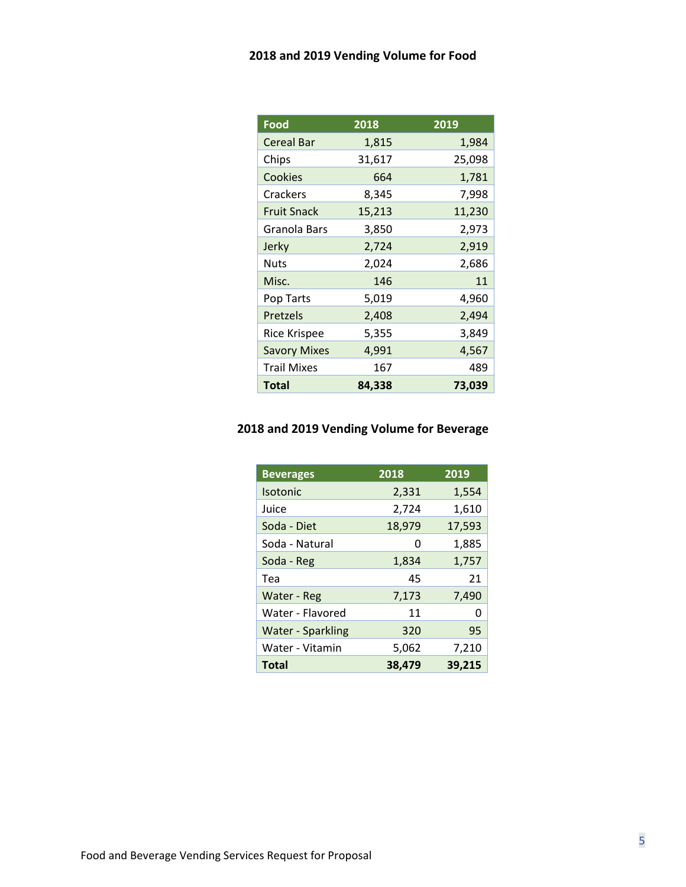## 2018 and 2019 Vending Volume for Food

| Food | 2018 | 2019 |
|---|---|---|
| Cereal Bar | 1,815 | 1,984 |
| Chips | 31,617 | 25,098 |
| Cookies | 664 | 1,781 |
| Crackers | 8,345 | 7,998 |
| Fruit Snack | 15,213 | 11,230 |
| Granola Bars | 3,850 | 2,973 |
| Jerky | 2,724 | 2,919 |
| Nuts | 2,024 | 2,686 |
| Misc. | 146 | 11 |
| Pop Tarts | 5,019 | 4,960 |
| Pretzels | 2,408 | 2,494 |
| Rice Krispee | 5,355 | 3,849 |
| Savory Mixes | 4,991 | 4,567 |
| Trail Mixes | 167 | 489 |
| **Total** | **84,338** | **73,039** |

## 2018 and 2019 Vending Volume for Beverage

| Beverages | 2018 | 2019 |
|---|---|---|
| Isotonic | 2,331 | 1,554 |
| Juice | 2,724 | 1,610 |
| Soda - Diet | 18,979 | 17,593 |
| Soda - Natural | 0 | 1,885 |
| Soda - Reg | 1,834 | 1,757 |
| Tea | 45 | 21 |
| Water - Reg | 7,173 | 7,490 |
| Water - Flavored | 11 | 0 |
| Water - Sparkling | 320 | 95 |
| Water - Vitamin | 5,062 | 7,210 |
| **Total** | **38,479** | **39,215** |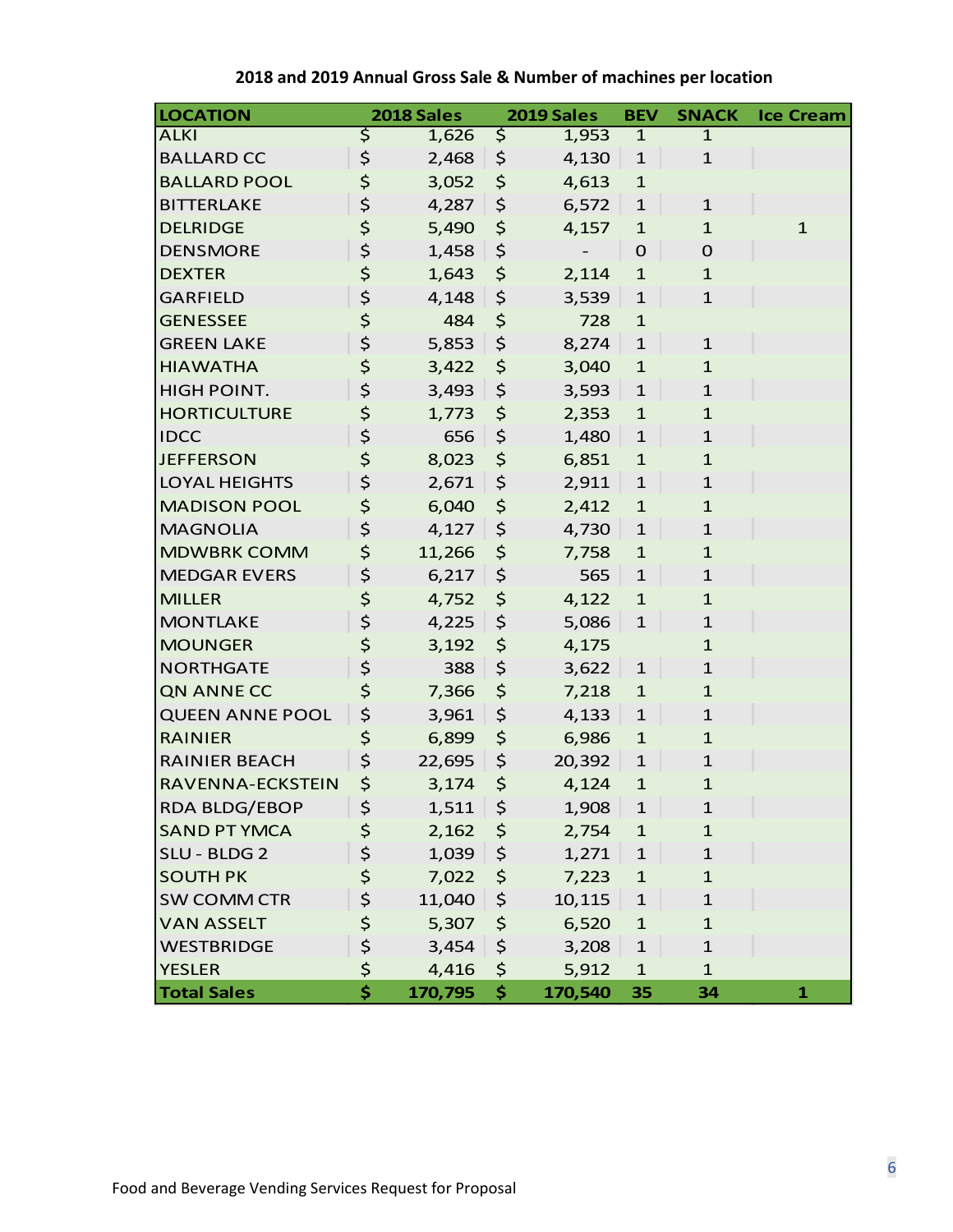## 2018 and 2019 Annual Gross Sale & Number of machines per location

| LOCATION | 2018 Sales | 2019 Sales | BEV | SNACK | Ice Cream |
|---|---|---|---|---|---|
| ALKI | $ 1,626 | $ 1,953 | 1 | 1 | |
| BALLARD CC | $ 2,468 | $ 4,130 | 1 | 1 | |
| BALLARD POOL | $ 3,052 | $ 4,613 | 1 | | |
| BITTERLAKE | $ 4,287 | $ 6,572 | 1 | 1 | |
| DELRIDGE | $ 5,490 | $ 4,157 | 1 | 1 | 1 |
| DENSMORE | $ 1,458 | $ - | 0 | 0 | |
| DEXTER | $ 1,643 | $ 2,114 | 1 | 1 | |
| GARFIELD | $ 4,148 | $ 3,539 | 1 | 1 | |
| GENESSEE | $ 484 | $ 728 | 1 | | |
| GREEN LAKE | $ 5,853 | $ 8,274 | 1 | 1 | |
| HIAWATHA | $ 3,422 | $ 3,040 | 1 | 1 | |
| HIGH POINT. | $ 3,493 | $ 3,593 | 1 | 1 | |
| HORTICULTURE | $ 1,773 | $ 2,353 | 1 | 1 | |
| IDCC | $ 656 | $ 1,480 | 1 | 1 | |
| JEFFERSON | $ 8,023 | $ 6,851 | 1 | 1 | |
| LOYAL HEIGHTS | $ 2,671 | $ 2,911 | 1 | 1 | |
| MADISON POOL | $ 6,040 | $ 2,412 | 1 | 1 | |
| MAGNOLIA | $ 4,127 | $ 4,730 | 1 | 1 | |
| MDWBRK COMM | $ 11,266 | $ 7,758 | 1 | 1 | |
| MEDGAR EVERS | $ 6,217 | $ 565 | 1 | 1 | |
| MILLER | $ 4,752 | $ 4,122 | 1 | 1 | |
| MONTLAKE | $ 4,225 | $ 5,086 | 1 | 1 | |
| MOUNGER | $ 3,192 | $ 4,175 | | 1 | |
| NORTHGATE | $ 388 | $ 3,622 | 1 | 1 | |
| QN ANNE CC | $ 7,366 | $ 7,218 | 1 | 1 | |
| QUEEN ANNE POOL | $ 3,961 | $ 4,133 | 1 | 1 | |
| RAINIER | $ 6,899 | $ 6,986 | 1 | 1 | |
| RAINIER BEACH | $ 22,695 | $ 20,392 | 1 | 1 | |
| RAVENNA-ECKSTEIN | $ 3,174 | $ 4,124 | 1 | 1 | |
| RDA BLDG/EBOP | $ 1,511 | $ 1,908 | 1 | 1 | |
| SAND PT YMCA | $ 2,162 | $ 2,754 | 1 | 1 | |
| SLU - BLDG 2 | $ 1,039 | $ 1,271 | 1 | 1 | |
| SOUTH PK | $ 7,022 | $ 7,223 | 1 | 1 | |
| SW COMM CTR | $ 11,040 | $ 10,115 | 1 | 1 | |
| VAN ASSELT | $ 5,307 | $ 6,520 | 1 | 1 | |
| WESTBRIDGE | $ 3,454 | $ 3,208 | 1 | 1 | |
| YESLER | $ 4,416 | $ 5,912 | 1 | 1 | |
| **Total Sales** | **$ 170,795** | **$ 170,540** | **35** | **34** | **1** |

Food and Beverage Vending Services Request for Proposal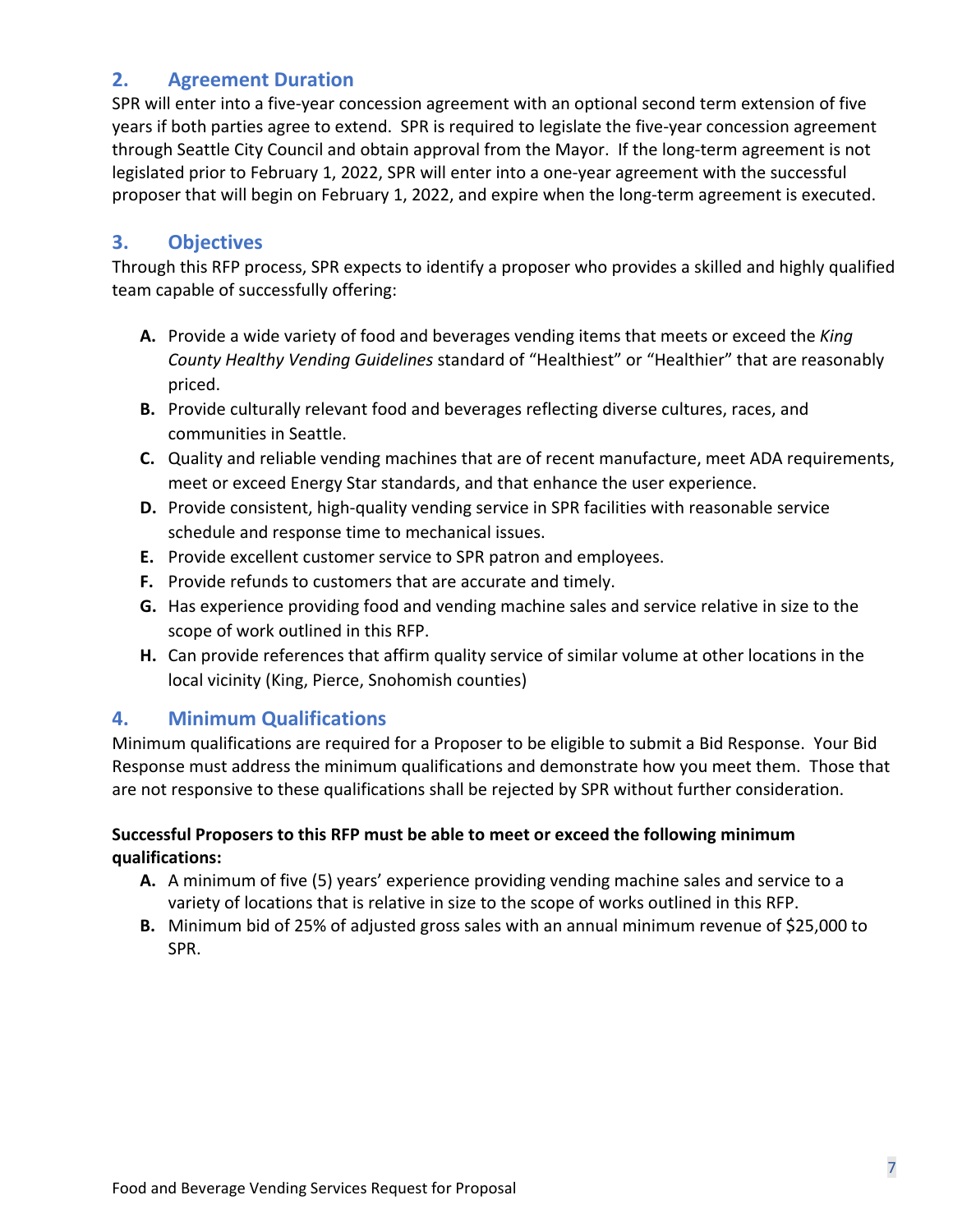## 2. Agreement Duration

SPR will enter into a five-year concession agreement with an optional second term extension of five years if both parties agree to extend. SPR is required to legislate the five-year concession agreement through Seattle City Council and obtain approval from the Mayor. If the long-term agreement is not legislated prior to February 1, 2022, SPR will enter into a one-year agreement with the successful proposer that will begin on February 1, 2022, and expire when the long-term agreement is executed.

## 3. Objectives

Through this RFP process, SPR expects to identify a proposer who provides a skilled and highly qualified team capable of successfully offering:

- **A.** Provide a wide variety of food and beverages vending items that meets or exceed the *King County Healthy Vending Guidelines* standard of "Healthiest" or "Healthier" that are reasonably priced.
- **B.** Provide culturally relevant food and beverages reflecting diverse cultures, races, and communities in Seattle.
- **C.** Quality and reliable vending machines that are of recent manufacture, meet ADA requirements, meet or exceed Energy Star standards, and that enhance the user experience.
- **D.** Provide consistent, high-quality vending service in SPR facilities with reasonable service schedule and response time to mechanical issues.
- **E.** Provide excellent customer service to SPR patron and employees.
- **F.** Provide refunds to customers that are accurate and timely.
- **G.** Has experience providing food and vending machine sales and service relative in size to the scope of work outlined in this RFP.
- **H.** Can provide references that affirm quality service of similar volume at other locations in the local vicinity (King, Pierce, Snohomish counties)

## 4. Minimum Qualifications

Minimum qualifications are required for a Proposer to be eligible to submit a Bid Response. Your Bid Response must address the minimum qualifications and demonstrate how you meet them. Those that are not responsive to these qualifications shall be rejected by SPR without further consideration.

**Successful Proposers to this RFP must be able to meet or exceed the following minimum qualifications:**

- **A.** A minimum of five (5) years' experience providing vending machine sales and service to a variety of locations that is relative in size to the scope of works outlined in this RFP.
- **B.** Minimum bid of 25% of adjusted gross sales with an annual minimum revenue of $25,000 to SPR.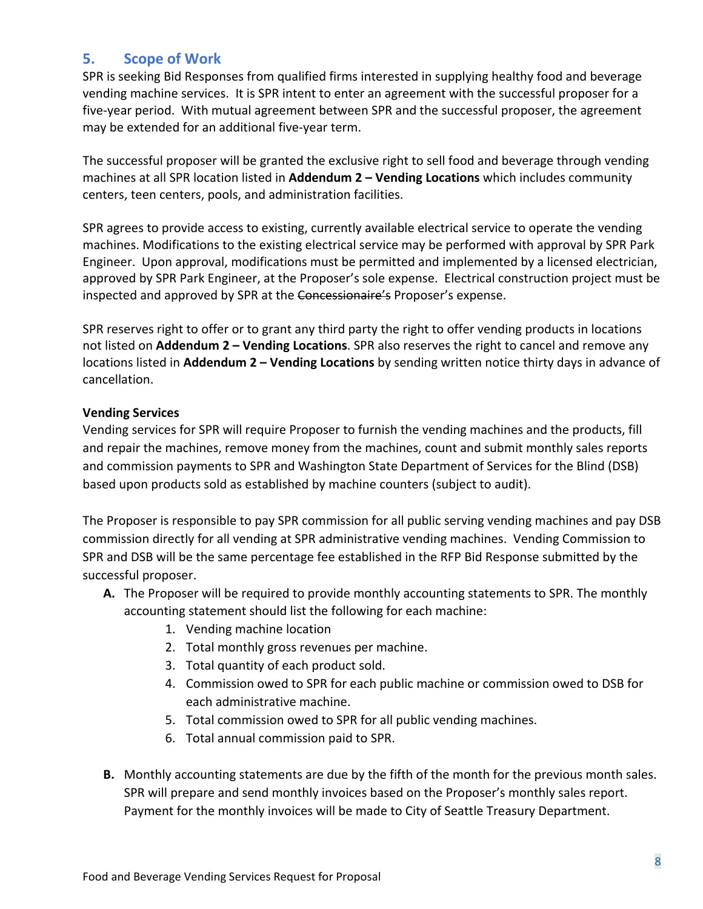## 5. Scope of Work

SPR is seeking Bid Responses from qualified firms interested in supplying healthy food and beverage vending machine services. It is SPR intent to enter an agreement with the successful proposer for a five-year period. With mutual agreement between SPR and the successful proposer, the agreement may be extended for an additional five-year term.

The successful proposer will be granted the exclusive right to sell food and beverage through vending machines at all SPR location listed in **Addendum 2 – Vending Locations** which includes community centers, teen centers, pools, and administration facilities.

SPR agrees to provide access to existing, currently available electrical service to operate the vending machines. Modifications to the existing electrical service may be performed with approval by SPR Park Engineer. Upon approval, modifications must be permitted and implemented by a licensed electrician, approved by SPR Park Engineer, at the Proposer's sole expense. Electrical construction project must be inspected and approved by SPR at the ~~Concessionaire's~~ Proposer's expense.

SPR reserves right to offer or to grant any third party the right to offer vending products in locations not listed on **Addendum 2 – Vending Locations**. SPR also reserves the right to cancel and remove any locations listed in **Addendum 2 – Vending Locations** by sending written notice thirty days in advance of cancellation.

**Vending Services**

Vending services for SPR will require Proposer to furnish the vending machines and the products, fill and repair the machines, remove money from the machines, count and submit monthly sales reports and commission payments to SPR and Washington State Department of Services for the Blind (DSB) based upon products sold as established by machine counters (subject to audit).

The Proposer is responsible to pay SPR commission for all public serving vending machines and pay DSB commission directly for all vending at SPR administrative vending machines. Vending Commission to SPR and DSB will be the same percentage fee established in the RFP Bid Response submitted by the successful proposer.

**A.** The Proposer will be required to provide monthly accounting statements to SPR. The monthly accounting statement should list the following for each machine:

1. Vending machine location
2. Total monthly gross revenues per machine.
3. Total quantity of each product sold.
4. Commission owed to SPR for each public machine or commission owed to DSB for each administrative machine.
5. Total commission owed to SPR for all public vending machines.
6. Total annual commission paid to SPR.

**B.** Monthly accounting statements are due by the fifth of the month for the previous month sales. SPR will prepare and send monthly invoices based on the Proposer's monthly sales report. Payment for the monthly invoices will be made to City of Seattle Treasury Department.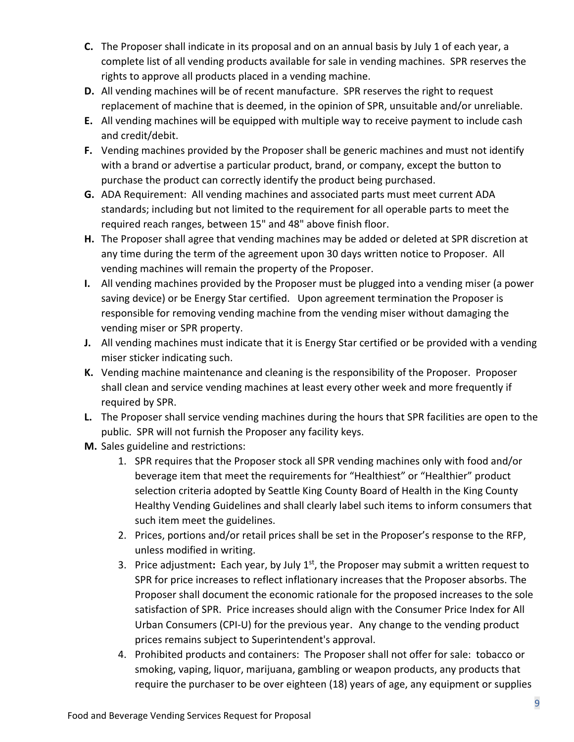**C.** The Proposer shall indicate in its proposal and on an annual basis by July 1 of each year, a complete list of all vending products available for sale in vending machines. SPR reserves the rights to approve all products placed in a vending machine.

**D.** All vending machines will be of recent manufacture. SPR reserves the right to request replacement of machine that is deemed, in the opinion of SPR, unsuitable and/or unreliable.

**E.** All vending machines will be equipped with multiple way to receive payment to include cash and credit/debit.

**F.** Vending machines provided by the Proposer shall be generic machines and must not identify with a brand or advertise a particular product, brand, or company, except the button to purchase the product can correctly identify the product being purchased.

**G.** ADA Requirement: All vending machines and associated parts must meet current ADA standards; including but not limited to the requirement for all operable parts to meet the required reach ranges, between 15" and 48" above finish floor.

**H.** The Proposer shall agree that vending machines may be added or deleted at SPR discretion at any time during the term of the agreement upon 30 days written notice to Proposer. All vending machines will remain the property of the Proposer.

**I.** All vending machines provided by the Proposer must be plugged into a vending miser (a power saving device) or be Energy Star certified. Upon agreement termination the Proposer is responsible for removing vending machine from the vending miser without damaging the vending miser or SPR property.

**J.** All vending machines must indicate that it is Energy Star certified or be provided with a vending miser sticker indicating such.

**K.** Vending machine maintenance and cleaning is the responsibility of the Proposer. Proposer shall clean and service vending machines at least every other week and more frequently if required by SPR.

**L.** The Proposer shall service vending machines during the hours that SPR facilities are open to the public. SPR will not furnish the Proposer any facility keys.

**M.** Sales guideline and restrictions:

1. SPR requires that the Proposer stock all SPR vending machines only with food and/or beverage item that meet the requirements for "Healthiest" or "Healthier" product selection criteria adopted by Seattle King County Board of Health in the King County Healthy Vending Guidelines and shall clearly label such items to inform consumers that such item meet the guidelines.
2. Prices, portions and/or retail prices shall be set in the Proposer's response to the RFP, unless modified in writing.
3. Price adjustment**:** Each year, by July 1st, the Proposer may submit a written request to SPR for price increases to reflect inflationary increases that the Proposer absorbs. The Proposer shall document the economic rationale for the proposed increases to the sole satisfaction of SPR. Price increases should align with the Consumer Price Index for All Urban Consumers (CPI-U) for the previous year. Any change to the vending product prices remains subject to Superintendent's approval.
4. Prohibited products and containers: The Proposer shall not offer for sale: tobacco or smoking, vaping, liquor, marijuana, gambling or weapon products, any products that require the purchaser to be over eighteen (18) years of age, any equipment or supplies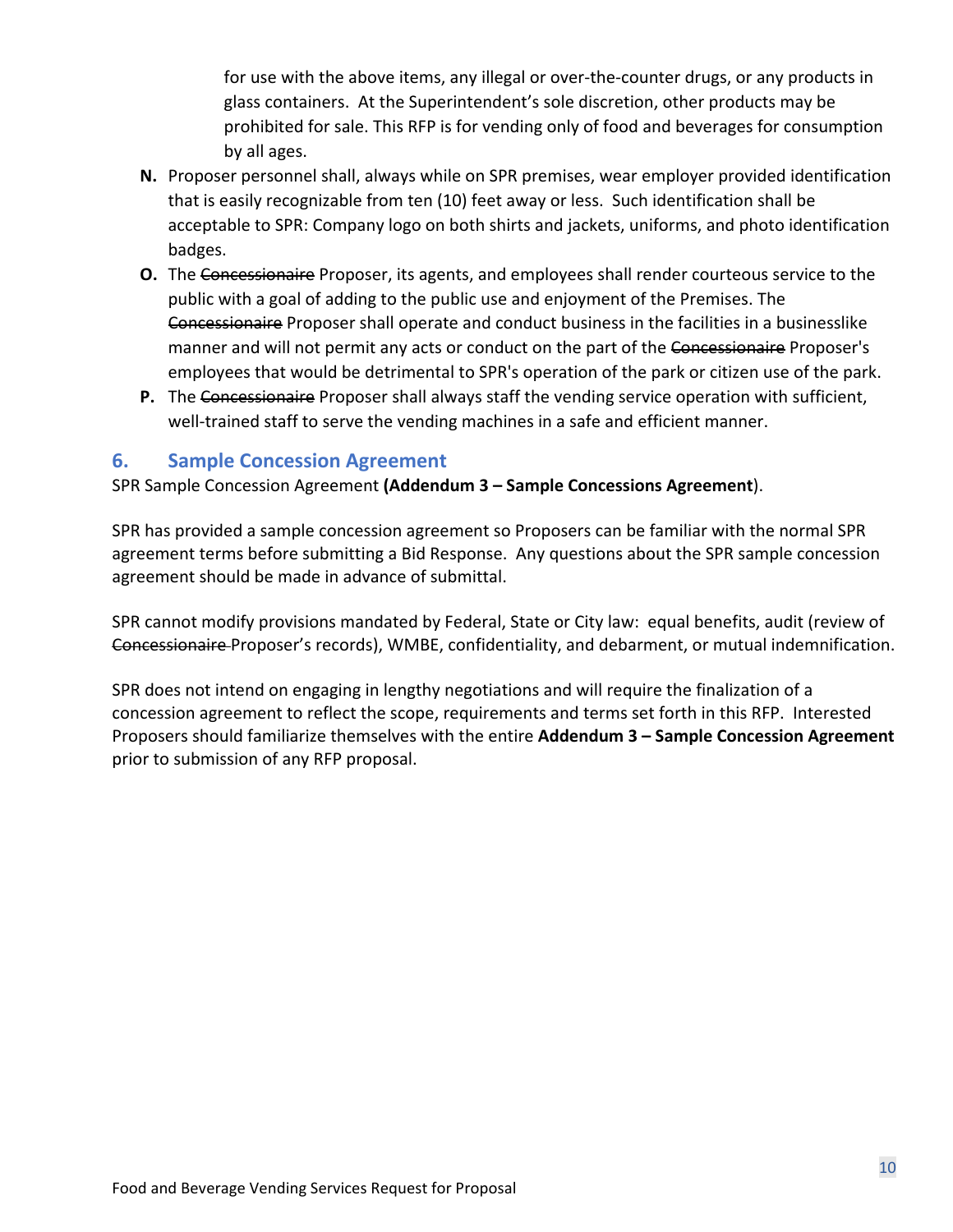for use with the above items, any illegal or over-the-counter drugs, or any products in glass containers. At the Superintendent's sole discretion, other products may be prohibited for sale. This RFP is for vending only of food and beverages for consumption by all ages.

**N.** Proposer personnel shall, always while on SPR premises, wear employer provided identification that is easily recognizable from ten (10) feet away or less. Such identification shall be acceptable to SPR: Company logo on both shirts and jackets, uniforms, and photo identification badges.

**O.** The ~~Concessionaire~~ Proposer, its agents, and employees shall render courteous service to the public with a goal of adding to the public use and enjoyment of the Premises. The ~~Concessionaire~~ Proposer shall operate and conduct business in the facilities in a businesslike manner and will not permit any acts or conduct on the part of the ~~Concessionaire~~ Proposer's employees that would be detrimental to SPR's operation of the park or citizen use of the park.

**P.** The ~~Concessionaire~~ Proposer shall always staff the vending service operation with sufficient, well-trained staff to serve the vending machines in a safe and efficient manner.

## 6. Sample Concession Agreement

SPR Sample Concession Agreement **(Addendum 3 – Sample Concessions Agreement**).

SPR has provided a sample concession agreement so Proposers can be familiar with the normal SPR agreement terms before submitting a Bid Response. Any questions about the SPR sample concession agreement should be made in advance of submittal.

SPR cannot modify provisions mandated by Federal, State or City law: equal benefits, audit (review of ~~Concessionaire~~ Proposer's records), WMBE, confidentiality, and debarment, or mutual indemnification.

SPR does not intend on engaging in lengthy negotiations and will require the finalization of a concession agreement to reflect the scope, requirements and terms set forth in this RFP. Interested Proposers should familiarize themselves with the entire **Addendum 3 – Sample Concession Agreement** prior to submission of any RFP proposal.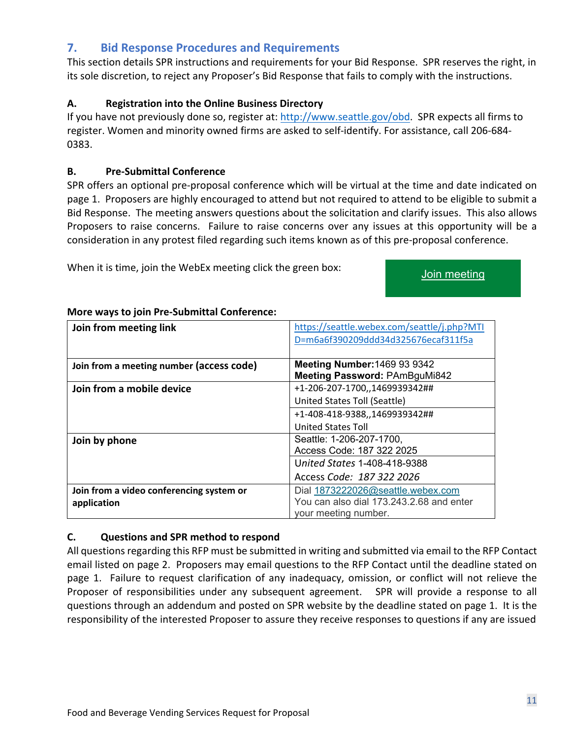## 7. Bid Response Procedures and Requirements

This section details SPR instructions and requirements for your Bid Response. SPR reserves the right, in its sole discretion, to reject any Proposer's Bid Response that fails to comply with the instructions.

### A. Registration into the Online Business Directory

If you have not previously done so, register at: http://www.seattle.gov/obd. SPR expects all firms to register. Women and minority owned firms are asked to self-identify. For assistance, call 206-684-0383.

### B. Pre-Submittal Conference

SPR offers an optional pre-proposal conference which will be virtual at the time and date indicated on page 1. Proposers are highly encouraged to attend but not required to attend to be eligible to submit a Bid Response. The meeting answers questions about the solicitation and clarify issues. This also allows Proposers to raise concerns. Failure to raise concerns over any issues at this opportunity will be a consideration in any protest filed regarding such items known as of this pre-proposal conference.

When it is time, join the WebEx meeting click the green box: Join meeting

**More ways to join Pre-Submittal Conference:**

| | |
|---|---|
| **Join from meeting link** | https://seattle.webex.com/seattle/j.php?MTID=m6a6f390209ddd34d325676ecaf311f5a |
| **Join from a meeting number (access code)** | **Meeting Number:** 1469 93 9342<br>**Meeting Password:** PAmBguMi842 |
| **Join from a mobile device** | +1-206-207-1700,,1469939342##<br>United States Toll (Seattle) |
| | +1-408-418-9388,,1469939342##<br>United States Toll |
| **Join by phone** | Seattle: 1-206-207-1700,<br>Access Code: 187 322 2025 |
| | *United States* 1-408-418-9388<br>Access *Code: 187 322 2026* |
| **Join from a video conferencing system or application** | Dial 1873222026@seattle.webex.com<br>You can also dial 173.243.2.68 and enter your meeting number. |

### C. Questions and SPR method to respond

All questions regarding this RFP must be submitted in writing and submitted via email to the RFP Contact email listed on page 2. Proposers may email questions to the RFP Contact until the deadline stated on page 1. Failure to request clarification of any inadequacy, omission, or conflict will not relieve the Proposer of responsibilities under any subsequent agreement. SPR will provide a response to all questions through an addendum and posted on SPR website by the deadline stated on page 1. It is the responsibility of the interested Proposer to assure they receive responses to questions if any are issued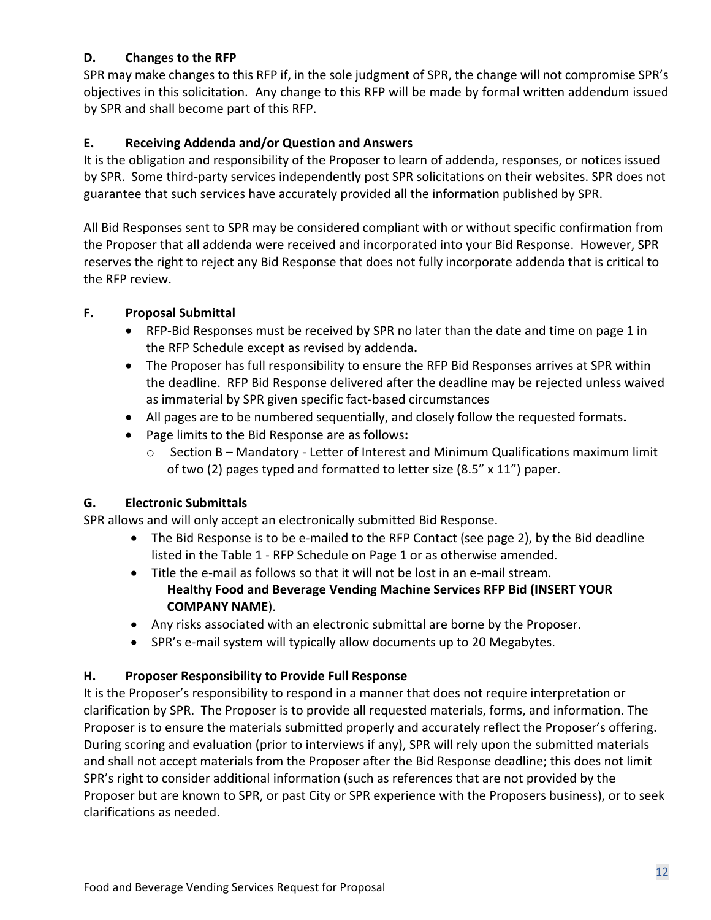### D. Changes to the RFP

SPR may make changes to this RFP if, in the sole judgment of SPR, the change will not compromise SPR's objectives in this solicitation. Any change to this RFP will be made by formal written addendum issued by SPR and shall become part of this RFP.

### E. Receiving Addenda and/or Question and Answers

It is the obligation and responsibility of the Proposer to learn of addenda, responses, or notices issued by SPR. Some third-party services independently post SPR solicitations on their websites. SPR does not guarantee that such services have accurately provided all the information published by SPR.

All Bid Responses sent to SPR may be considered compliant with or without specific confirmation from the Proposer that all addenda were received and incorporated into your Bid Response. However, SPR reserves the right to reject any Bid Response that does not fully incorporate addenda that is critical to the RFP review.

### F. Proposal Submittal

- RFP-Bid Responses must be received by SPR no later than the date and time on page 1 in the RFP Schedule except as revised by addenda**.**
- The Proposer has full responsibility to ensure the RFP Bid Responses arrives at SPR within the deadline. RFP Bid Response delivered after the deadline may be rejected unless waived as immaterial by SPR given specific fact-based circumstances
- All pages are to be numbered sequentially, and closely follow the requested formats**.**
- Page limits to the Bid Response are as follows**:**
  - Section B – Mandatory - Letter of Interest and Minimum Qualifications maximum limit of two (2) pages typed and formatted to letter size (8.5" x 11") paper.

### G. Electronic Submittals

SPR allows and will only accept an electronically submitted Bid Response.

- The Bid Response is to be e-mailed to the RFP Contact (see page 2), by the Bid deadline listed in the Table 1 - RFP Schedule on Page 1 or as otherwise amended.
- Title the e-mail as follows so that it will not be lost in an e-mail stream.
  **Healthy Food and Beverage Vending Machine Services RFP Bid (INSERT YOUR COMPANY NAME**).
- Any risks associated with an electronic submittal are borne by the Proposer.
- SPR's e-mail system will typically allow documents up to 20 Megabytes.

### H. Proposer Responsibility to Provide Full Response

It is the Proposer's responsibility to respond in a manner that does not require interpretation or clarification by SPR. The Proposer is to provide all requested materials, forms, and information. The Proposer is to ensure the materials submitted properly and accurately reflect the Proposer's offering. During scoring and evaluation (prior to interviews if any), SPR will rely upon the submitted materials and shall not accept materials from the Proposer after the Bid Response deadline; this does not limit SPR's right to consider additional information (such as references that are not provided by the Proposer but are known to SPR, or past City or SPR experience with the Proposers business), or to seek clarifications as needed.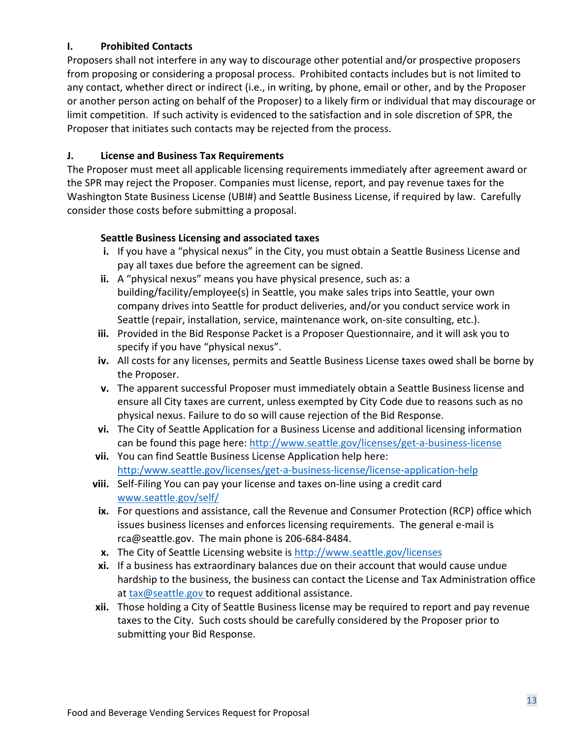### I. Prohibited Contacts

Proposers shall not interfere in any way to discourage other potential and/or prospective proposers from proposing or considering a proposal process. Prohibited contacts includes but is not limited to any contact, whether direct or indirect (i.e., in writing, by phone, email or other, and by the Proposer or another person acting on behalf of the Proposer) to a likely firm or individual that may discourage or limit competition. If such activity is evidenced to the satisfaction and in sole discretion of SPR, the Proposer that initiates such contacts may be rejected from the process.

### J. License and Business Tax Requirements

The Proposer must meet all applicable licensing requirements immediately after agreement award or the SPR may reject the Proposer. Companies must license, report, and pay revenue taxes for the Washington State Business License (UBI#) and Seattle Business License, if required by law. Carefully consider those costs before submitting a proposal.

**Seattle Business Licensing and associated taxes**

- **i.** If you have a "physical nexus" in the City, you must obtain a Seattle Business License and pay all taxes due before the agreement can be signed.
- **ii.** A "physical nexus" means you have physical presence, such as: a building/facility/employee(s) in Seattle, you make sales trips into Seattle, your own company drives into Seattle for product deliveries, and/or you conduct service work in Seattle (repair, installation, service, maintenance work, on-site consulting, etc.).
- **iii.** Provided in the Bid Response Packet is a Proposer Questionnaire, and it will ask you to specify if you have "physical nexus".
- **iv.** All costs for any licenses, permits and Seattle Business License taxes owed shall be borne by the Proposer.
- **v.** The apparent successful Proposer must immediately obtain a Seattle Business license and ensure all City taxes are current, unless exempted by City Code due to reasons such as no physical nexus. Failure to do so will cause rejection of the Bid Response.
- **vi.** The City of Seattle Application for a Business License and additional licensing information can be found this page here: http://www.seattle.gov/licenses/get-a-business-license
- **vii.** You can find Seattle Business License Application help here: http:/www.seattle.gov/licenses/get-a-business-license/license-application-help
- **viii.** Self-Filing You can pay your license and taxes on-line using a credit card www.seattle.gov/self/
- **ix.** For questions and assistance, call the Revenue and Consumer Protection (RCP) office which issues business licenses and enforces licensing requirements. The general e-mail is rca@seattle.gov. The main phone is 206-684-8484.
- **x.** The City of Seattle Licensing website is http://www.seattle.gov/licenses
- **xi.** If a business has extraordinary balances due on their account that would cause undue hardship to the business, the business can contact the License and Tax Administration office at tax@seattle.gov to request additional assistance.
- **xii.** Those holding a City of Seattle Business license may be required to report and pay revenue taxes to the City. Such costs should be carefully considered by the Proposer prior to submitting your Bid Response.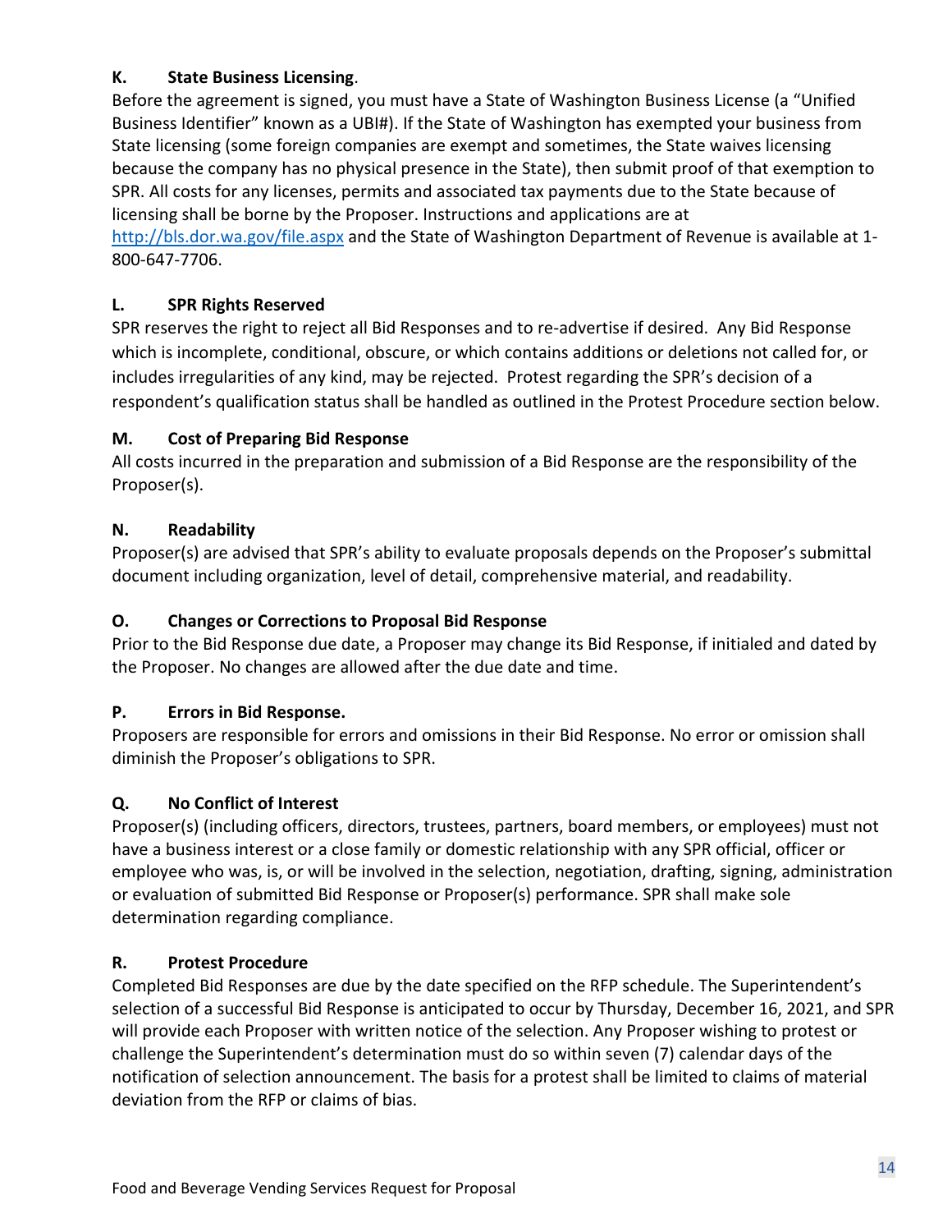### K. State Business Licensing.

Before the agreement is signed, you must have a State of Washington Business License (a "Unified Business Identifier" known as a UBI#). If the State of Washington has exempted your business from State licensing (some foreign companies are exempt and sometimes, the State waives licensing because the company has no physical presence in the State), then submit proof of that exemption to SPR. All costs for any licenses, permits and associated tax payments due to the State because of licensing shall be borne by the Proposer. Instructions and applications are at http://bls.dor.wa.gov/file.aspx and the State of Washington Department of Revenue is available at 1-800-647-7706.

### L. SPR Rights Reserved

SPR reserves the right to reject all Bid Responses and to re-advertise if desired. Any Bid Response which is incomplete, conditional, obscure, or which contains additions or deletions not called for, or includes irregularities of any kind, may be rejected. Protest regarding the SPR's decision of a respondent's qualification status shall be handled as outlined in the Protest Procedure section below.

### M. Cost of Preparing Bid Response

All costs incurred in the preparation and submission of a Bid Response are the responsibility of the Proposer(s).

### N. Readability

Proposer(s) are advised that SPR's ability to evaluate proposals depends on the Proposer's submittal document including organization, level of detail, comprehensive material, and readability.

### O. Changes or Corrections to Proposal Bid Response

Prior to the Bid Response due date, a Proposer may change its Bid Response, if initialed and dated by the Proposer. No changes are allowed after the due date and time.

### P. Errors in Bid Response.

Proposers are responsible for errors and omissions in their Bid Response. No error or omission shall diminish the Proposer's obligations to SPR.

### Q. No Conflict of Interest

Proposer(s) (including officers, directors, trustees, partners, board members, or employees) must not have a business interest or a close family or domestic relationship with any SPR official, officer or employee who was, is, or will be involved in the selection, negotiation, drafting, signing, administration or evaluation of submitted Bid Response or Proposer(s) performance. SPR shall make sole determination regarding compliance.

### R. Protest Procedure

Completed Bid Responses are due by the date specified on the RFP schedule. The Superintendent's selection of a successful Bid Response is anticipated to occur by Thursday, December 16, 2021, and SPR will provide each Proposer with written notice of the selection. Any Proposer wishing to protest or challenge the Superintendent's determination must do so within seven (7) calendar days of the notification of selection announcement. The basis for a protest shall be limited to claims of material deviation from the RFP or claims of bias.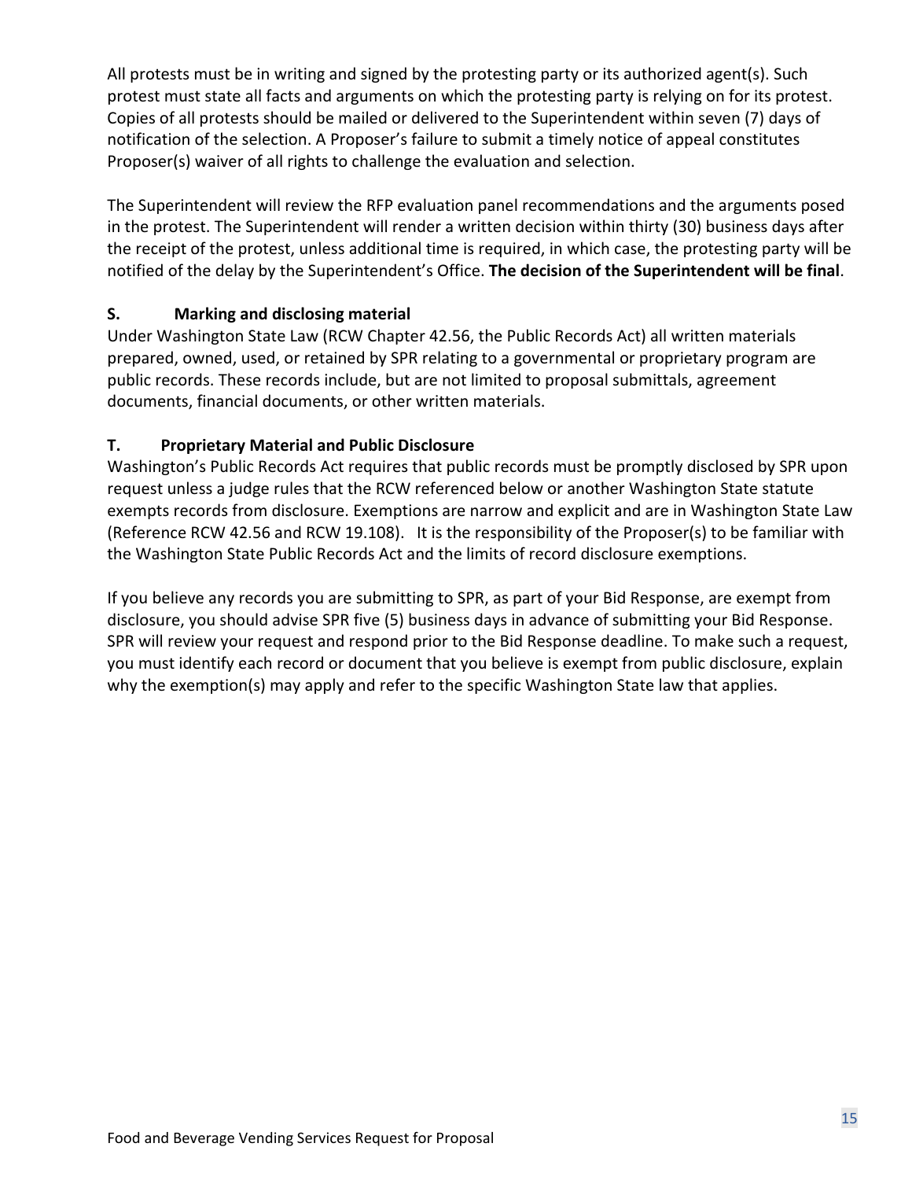All protests must be in writing and signed by the protesting party or its authorized agent(s). Such protest must state all facts and arguments on which the protesting party is relying on for its protest. Copies of all protests should be mailed or delivered to the Superintendent within seven (7) days of notification of the selection. A Proposer's failure to submit a timely notice of appeal constitutes Proposer(s) waiver of all rights to challenge the evaluation and selection.

The Superintendent will review the RFP evaluation panel recommendations and the arguments posed in the protest. The Superintendent will render a written decision within thirty (30) business days after the receipt of the protest, unless additional time is required, in which case, the protesting party will be notified of the delay by the Superintendent's Office. **The decision of the Superintendent will be final**.

### S. Marking and disclosing material

Under Washington State Law (RCW Chapter 42.56, the Public Records Act) all written materials prepared, owned, used, or retained by SPR relating to a governmental or proprietary program are public records. These records include, but are not limited to proposal submittals, agreement documents, financial documents, or other written materials.

### T. Proprietary Material and Public Disclosure

Washington's Public Records Act requires that public records must be promptly disclosed by SPR upon request unless a judge rules that the RCW referenced below or another Washington State statute exempts records from disclosure. Exemptions are narrow and explicit and are in Washington State Law (Reference RCW 42.56 and RCW 19.108). It is the responsibility of the Proposer(s) to be familiar with the Washington State Public Records Act and the limits of record disclosure exemptions.

If you believe any records you are submitting to SPR, as part of your Bid Response, are exempt from disclosure, you should advise SPR five (5) business days in advance of submitting your Bid Response. SPR will review your request and respond prior to the Bid Response deadline. To make such a request, you must identify each record or document that you believe is exempt from public disclosure, explain why the exemption(s) may apply and refer to the specific Washington State law that applies.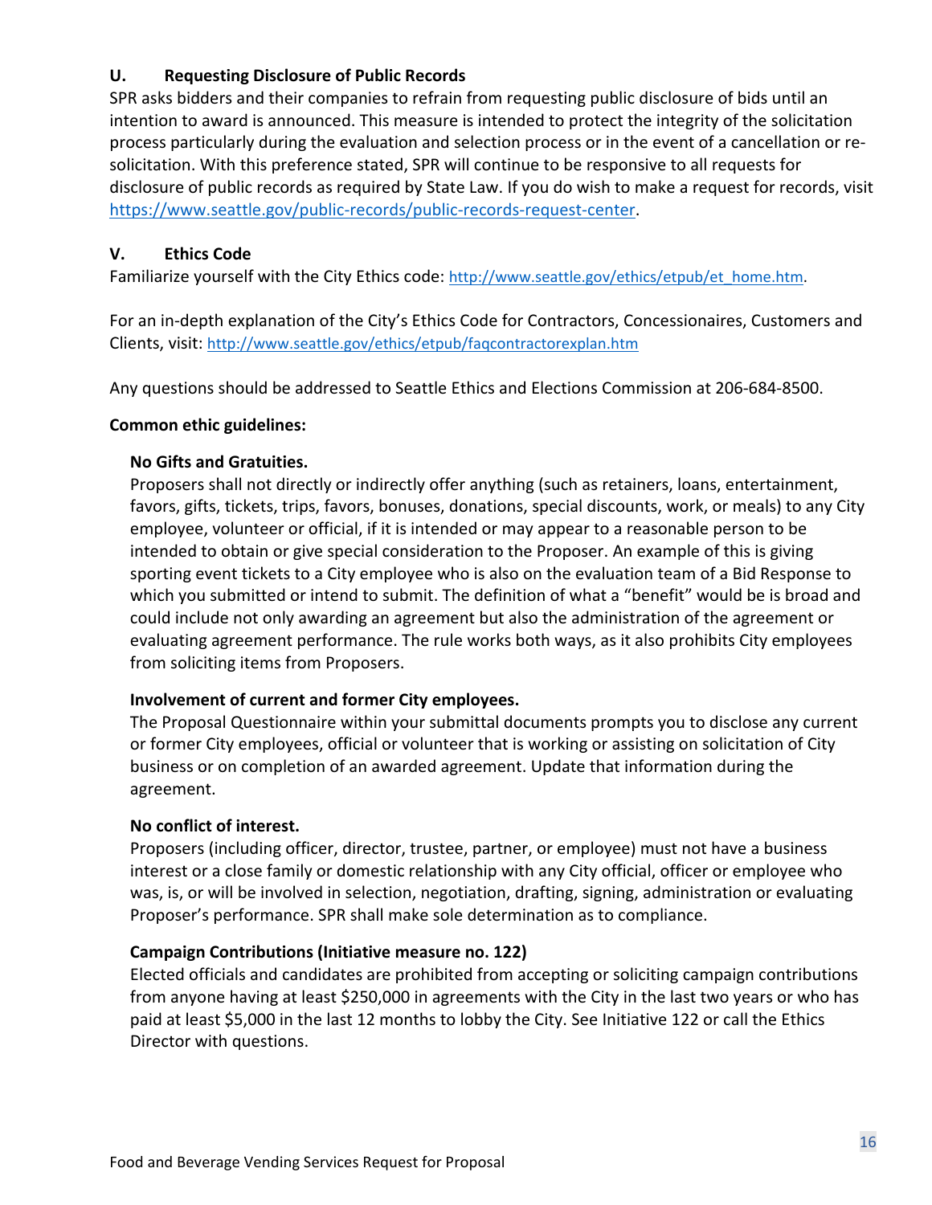### U. Requesting Disclosure of Public Records

SPR asks bidders and their companies to refrain from requesting public disclosure of bids until an intention to award is announced. This measure is intended to protect the integrity of the solicitation process particularly during the evaluation and selection process or in the event of a cancellation or re-solicitation. With this preference stated, SPR will continue to be responsive to all requests for disclosure of public records as required by State Law. If you do wish to make a request for records, visit https://www.seattle.gov/public-records/public-records-request-center.

### V. Ethics Code

Familiarize yourself with the City Ethics code: http://www.seattle.gov/ethics/etpub/et_home.htm.

For an in-depth explanation of the City's Ethics Code for Contractors, Concessionaires, Customers and Clients, visit: http://www.seattle.gov/ethics/etpub/faqcontractorexplan.htm

Any questions should be addressed to Seattle Ethics and Elections Commission at 206-684-8500.

**Common ethic guidelines:**

**No Gifts and Gratuities.**
Proposers shall not directly or indirectly offer anything (such as retainers, loans, entertainment, favors, gifts, tickets, trips, favors, bonuses, donations, special discounts, work, or meals) to any City employee, volunteer or official, if it is intended or may appear to a reasonable person to be intended to obtain or give special consideration to the Proposer. An example of this is giving sporting event tickets to a City employee who is also on the evaluation team of a Bid Response to which you submitted or intend to submit. The definition of what a "benefit" would be is broad and could include not only awarding an agreement but also the administration of the agreement or evaluating agreement performance. The rule works both ways, as it also prohibits City employees from soliciting items from Proposers.

**Involvement of current and former City employees.**
The Proposal Questionnaire within your submittal documents prompts you to disclose any current or former City employees, official or volunteer that is working or assisting on solicitation of City business or on completion of an awarded agreement. Update that information during the agreement.

**No conflict of interest.**
Proposers (including officer, director, trustee, partner, or employee) must not have a business interest or a close family or domestic relationship with any City official, officer or employee who was, is, or will be involved in selection, negotiation, drafting, signing, administration or evaluating Proposer's performance. SPR shall make sole determination as to compliance.

**Campaign Contributions (Initiative measure no. 122)**
Elected officials and candidates are prohibited from accepting or soliciting campaign contributions from anyone having at least $250,000 in agreements with the City in the last two years or who has paid at least $5,000 in the last 12 months to lobby the City. See Initiative 122 or call the Ethics Director with questions.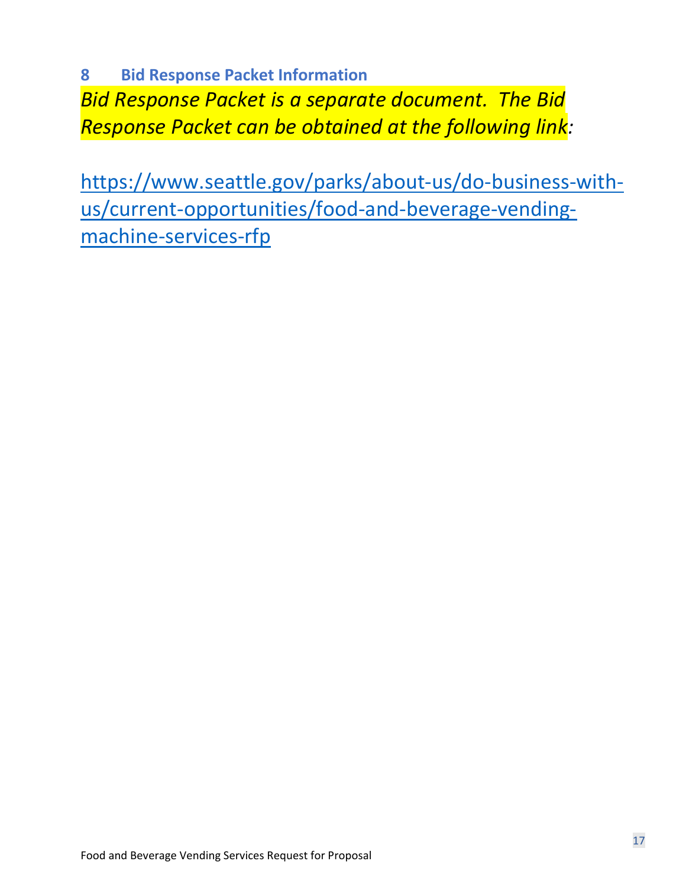## 8 Bid Response Packet Information

*Bid Response Packet is a separate document. The Bid Response Packet can be obtained at the following link:*

https://www.seattle.gov/parks/about-us/do-business-with-us/current-opportunities/food-and-beverage-vending-machine-services-rfp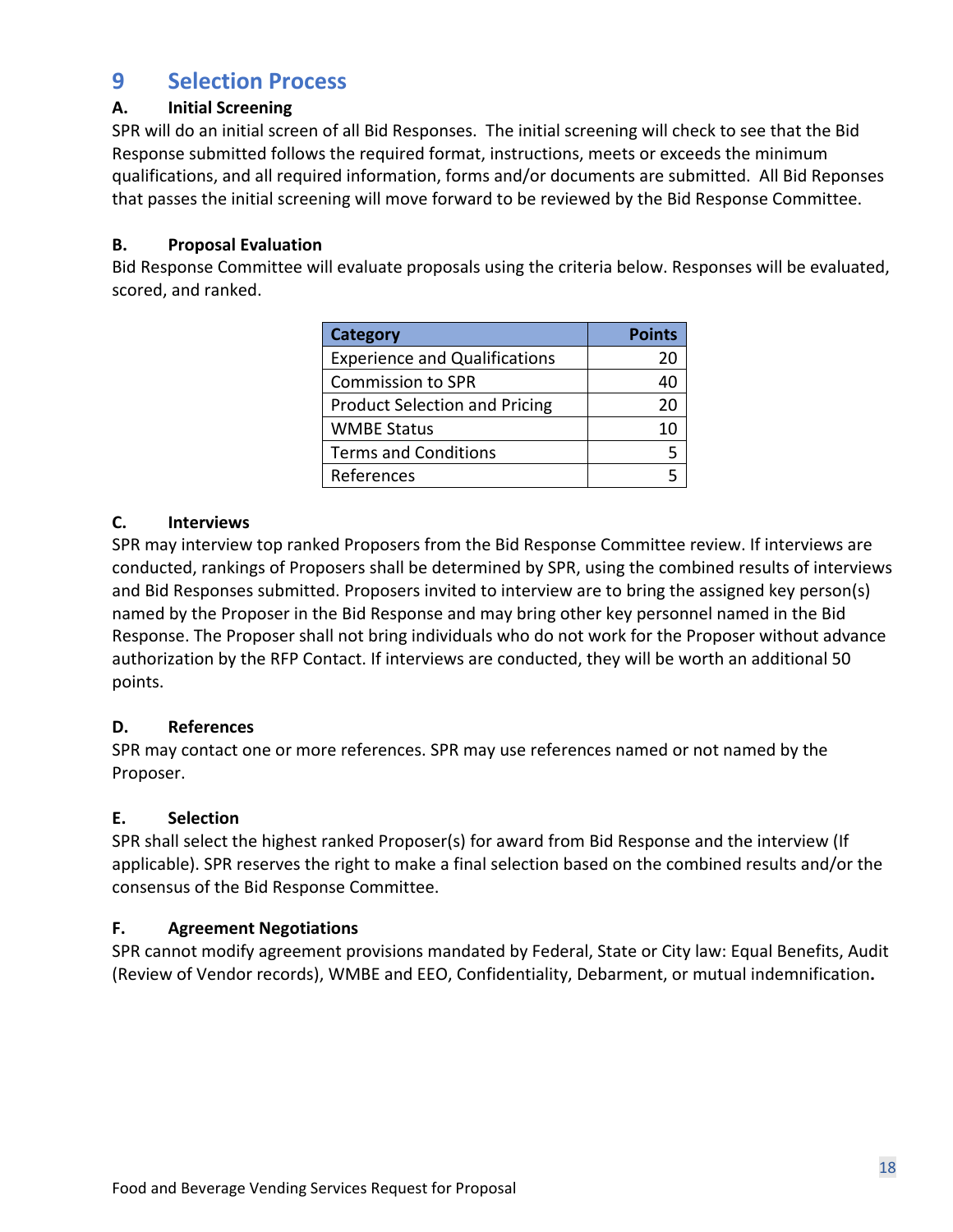# 9 Selection Process

### A. Initial Screening

SPR will do an initial screen of all Bid Responses. The initial screening will check to see that the Bid Response submitted follows the required format, instructions, meets or exceeds the minimum qualifications, and all required information, forms and/or documents are submitted. All Bid Reponses that passes the initial screening will move forward to be reviewed by the Bid Response Committee.

### B. Proposal Evaluation

Bid Response Committee will evaluate proposals using the criteria below. Responses will be evaluated, scored, and ranked.

| Category | Points |
| --- | ---: |
| Experience and Qualifications | 20 |
| Commission to SPR | 40 |
| Product Selection and Pricing | 20 |
| WMBE Status | 10 |
| Terms and Conditions | 5 |
| References | 5 |

### C. Interviews

SPR may interview top ranked Proposers from the Bid Response Committee review. If interviews are conducted, rankings of Proposers shall be determined by SPR, using the combined results of interviews and Bid Responses submitted. Proposers invited to interview are to bring the assigned key person(s) named by the Proposer in the Bid Response and may bring other key personnel named in the Bid Response. The Proposer shall not bring individuals who do not work for the Proposer without advance authorization by the RFP Contact. If interviews are conducted, they will be worth an additional 50 points.

### D. References

SPR may contact one or more references. SPR may use references named or not named by the Proposer.

### E. Selection

SPR shall select the highest ranked Proposer(s) for award from Bid Response and the interview (If applicable). SPR reserves the right to make a final selection based on the combined results and/or the consensus of the Bid Response Committee.

### F. Agreement Negotiations

SPR cannot modify agreement provisions mandated by Federal, State or City law: Equal Benefits, Audit (Review of Vendor records), WMBE and EEO, Confidentiality, Debarment, or mutual indemnification**.**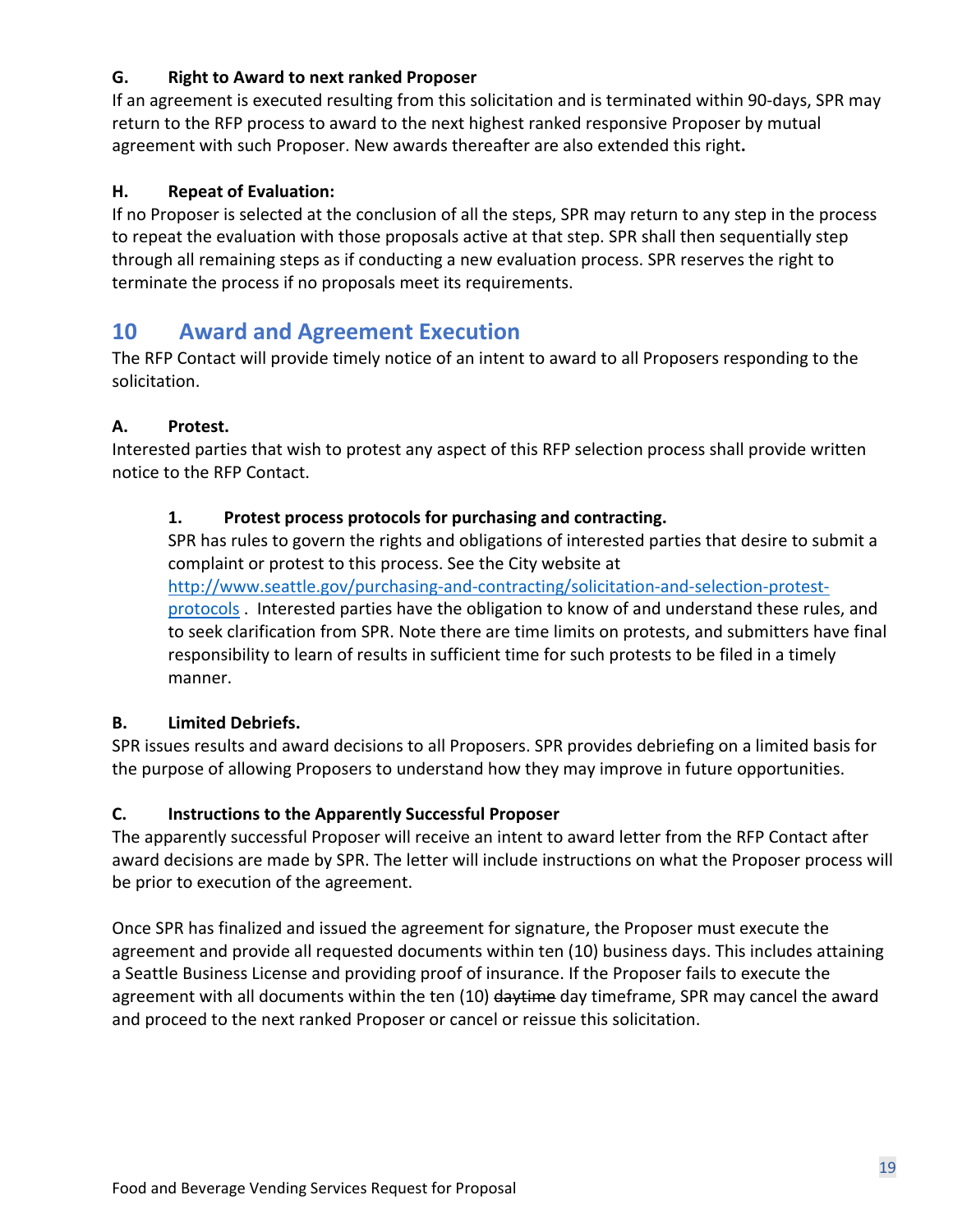### G. Right to Award to next ranked Proposer

If an agreement is executed resulting from this solicitation and is terminated within 90-days, SPR may return to the RFP process to award to the next highest ranked responsive Proposer by mutual agreement with such Proposer. New awards thereafter are also extended this right**.**

### H. Repeat of Evaluation:

If no Proposer is selected at the conclusion of all the steps, SPR may return to any step in the process to repeat the evaluation with those proposals active at that step. SPR shall then sequentially step through all remaining steps as if conducting a new evaluation process. SPR reserves the right to terminate the process if no proposals meet its requirements.

## 10 Award and Agreement Execution

The RFP Contact will provide timely notice of an intent to award to all Proposers responding to the solicitation.

### A. Protest.

Interested parties that wish to protest any aspect of this RFP selection process shall provide written notice to the RFP Contact.

#### 1. Protest process protocols for purchasing and contracting.

SPR has rules to govern the rights and obligations of interested parties that desire to submit a complaint or protest to this process. See the City website at [http://www.seattle.gov/purchasing-and-contracting/solicitation-and-selection-protest-protocols](http://www.seattle.gov/purchasing-and-contracting/solicitation-and-selection-protest-protocols) . Interested parties have the obligation to know of and understand these rules, and to seek clarification from SPR. Note there are time limits on protests, and submitters have final responsibility to learn of results in sufficient time for such protests to be filed in a timely manner.

### B. Limited Debriefs.

SPR issues results and award decisions to all Proposers. SPR provides debriefing on a limited basis for the purpose of allowing Proposers to understand how they may improve in future opportunities.

### C. Instructions to the Apparently Successful Proposer

The apparently successful Proposer will receive an intent to award letter from the RFP Contact after award decisions are made by SPR. The letter will include instructions on what the Proposer process will be prior to execution of the agreement.

Once SPR has finalized and issued the agreement for signature, the Proposer must execute the agreement and provide all requested documents within ten (10) business days. This includes attaining a Seattle Business License and providing proof of insurance. If the Proposer fails to execute the agreement with all documents within the ten (10) ~~daytime~~ day timeframe, SPR may cancel the award and proceed to the next ranked Proposer or cancel or reissue this solicitation.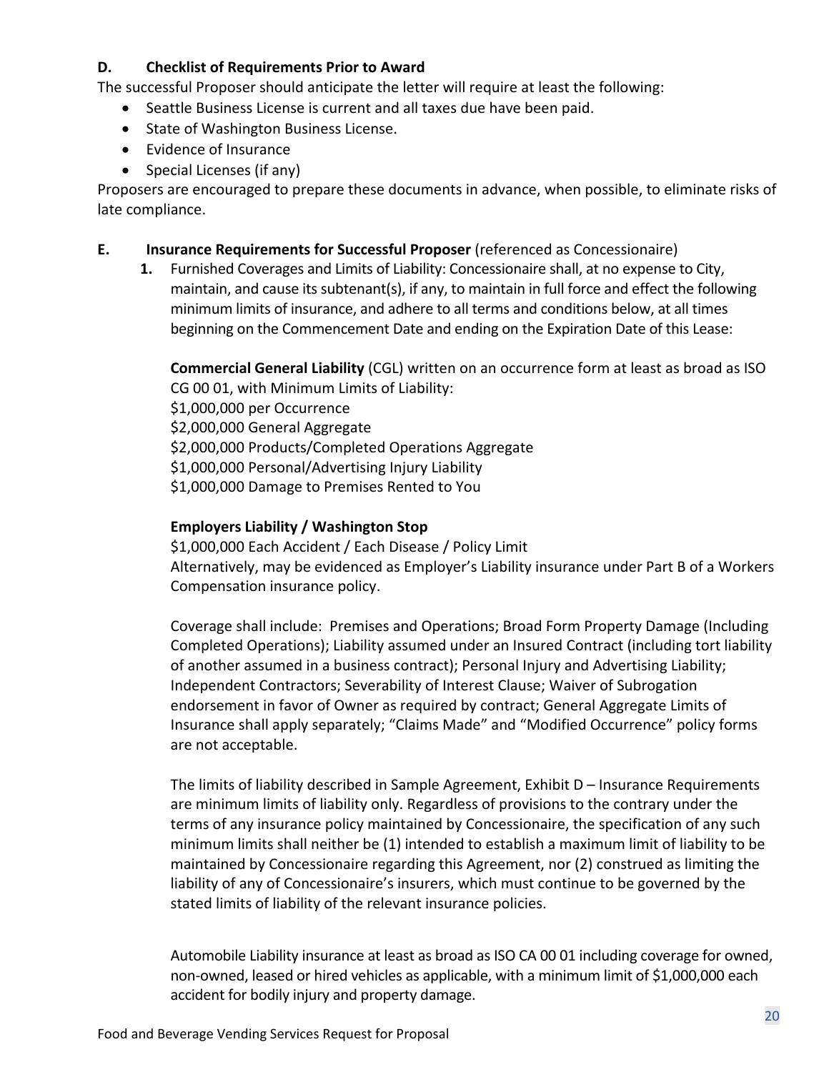### D. Checklist of Requirements Prior to Award

The successful Proposer should anticipate the letter will require at least the following:

- Seattle Business License is current and all taxes due have been paid.
- State of Washington Business License.
- Evidence of Insurance
- Special Licenses (if any)

Proposers are encouraged to prepare these documents in advance, when possible, to eliminate risks of late compliance.

### E. Insurance Requirements for Successful Proposer (referenced as Concessionaire)

1. Furnished Coverages and Limits of Liability: Concessionaire shall, at no expense to City, maintain, and cause its subtenant(s), if any, to maintain in full force and effect the following minimum limits of insurance, and adhere to all terms and conditions below, at all times beginning on the Commencement Date and ending on the Expiration Date of this Lease:

   **Commercial General Liability** (CGL) written on an occurrence form at least as broad as ISO CG 00 01, with Minimum Limits of Liability:
   $1,000,000 per Occurrence
   $2,000,000 General Aggregate
   $2,000,000 Products/Completed Operations Aggregate
   $1,000,000 Personal/Advertising Injury Liability
   $1,000,000 Damage to Premises Rented to You

   **Employers Liability / Washington Stop**
   $1,000,000 Each Accident / Each Disease / Policy Limit
   Alternatively, may be evidenced as Employer's Liability insurance under Part B of a Workers Compensation insurance policy.

   Coverage shall include: Premises and Operations; Broad Form Property Damage (Including Completed Operations); Liability assumed under an Insured Contract (including tort liability of another assumed in a business contract); Personal Injury and Advertising Liability; Independent Contractors; Severability of Interest Clause; Waiver of Subrogation endorsement in favor of Owner as required by contract; General Aggregate Limits of Insurance shall apply separately; "Claims Made" and "Modified Occurrence" policy forms are not acceptable.

   The limits of liability described in Sample Agreement, Exhibit D – Insurance Requirements are minimum limits of liability only. Regardless of provisions to the contrary under the terms of any insurance policy maintained by Concessionaire, the specification of any such minimum limits shall neither be (1) intended to establish a maximum limit of liability to be maintained by Concessionaire regarding this Agreement, nor (2) construed as limiting the liability of any of Concessionaire's insurers, which must continue to be governed by the stated limits of liability of the relevant insurance policies.

   Automobile Liability insurance at least as broad as ISO CA 00 01 including coverage for owned, non-owned, leased or hired vehicles as applicable, with a minimum limit of $1,000,000 each accident for bodily injury and property damage.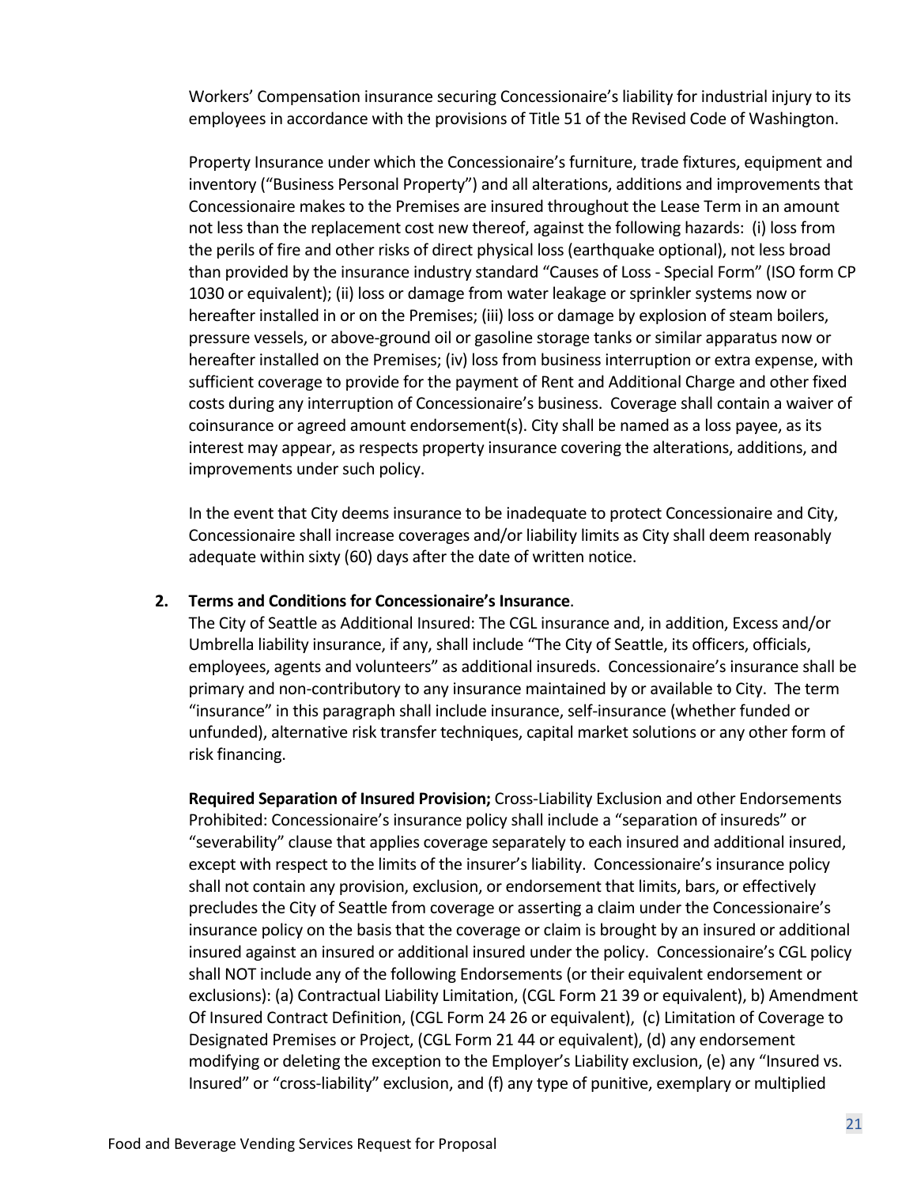Workers' Compensation insurance securing Concessionaire's liability for industrial injury to its employees in accordance with the provisions of Title 51 of the Revised Code of Washington.

Property Insurance under which the Concessionaire's furniture, trade fixtures, equipment and inventory ("Business Personal Property") and all alterations, additions and improvements that Concessionaire makes to the Premises are insured throughout the Lease Term in an amount not less than the replacement cost new thereof, against the following hazards: (i) loss from the perils of fire and other risks of direct physical loss (earthquake optional), not less broad than provided by the insurance industry standard "Causes of Loss - Special Form" (ISO form CP 1030 or equivalent); (ii) loss or damage from water leakage or sprinkler systems now or hereafter installed in or on the Premises; (iii) loss or damage by explosion of steam boilers, pressure vessels, or above-ground oil or gasoline storage tanks or similar apparatus now or hereafter installed on the Premises; (iv) loss from business interruption or extra expense, with sufficient coverage to provide for the payment of Rent and Additional Charge and other fixed costs during any interruption of Concessionaire's business. Coverage shall contain a waiver of coinsurance or agreed amount endorsement(s). City shall be named as a loss payee, as its interest may appear, as respects property insurance covering the alterations, additions, and improvements under such policy.

In the event that City deems insurance to be inadequate to protect Concessionaire and City, Concessionaire shall increase coverages and/or liability limits as City shall deem reasonably adequate within sixty (60) days after the date of written notice.

**2. Terms and Conditions for Concessionaire's Insurance**.

The City of Seattle as Additional Insured: The CGL insurance and, in addition, Excess and/or Umbrella liability insurance, if any, shall include "The City of Seattle, its officers, officials, employees, agents and volunteers" as additional insureds. Concessionaire's insurance shall be primary and non-contributory to any insurance maintained by or available to City. The term "insurance" in this paragraph shall include insurance, self-insurance (whether funded or unfunded), alternative risk transfer techniques, capital market solutions or any other form of risk financing.

**Required Separation of Insured Provision;** Cross-Liability Exclusion and other Endorsements Prohibited: Concessionaire's insurance policy shall include a "separation of insureds" or "severability" clause that applies coverage separately to each insured and additional insured, except with respect to the limits of the insurer's liability. Concessionaire's insurance policy shall not contain any provision, exclusion, or endorsement that limits, bars, or effectively precludes the City of Seattle from coverage or asserting a claim under the Concessionaire's insurance policy on the basis that the coverage or claim is brought by an insured or additional insured against an insured or additional insured under the policy. Concessionaire's CGL policy shall NOT include any of the following Endorsements (or their equivalent endorsement or exclusions): (a) Contractual Liability Limitation, (CGL Form 21 39 or equivalent), b) Amendment Of Insured Contract Definition, (CGL Form 24 26 or equivalent), (c) Limitation of Coverage to Designated Premises or Project, (CGL Form 21 44 or equivalent), (d) any endorsement modifying or deleting the exception to the Employer's Liability exclusion, (e) any "Insured vs. Insured" or "cross-liability" exclusion, and (f) any type of punitive, exemplary or multiplied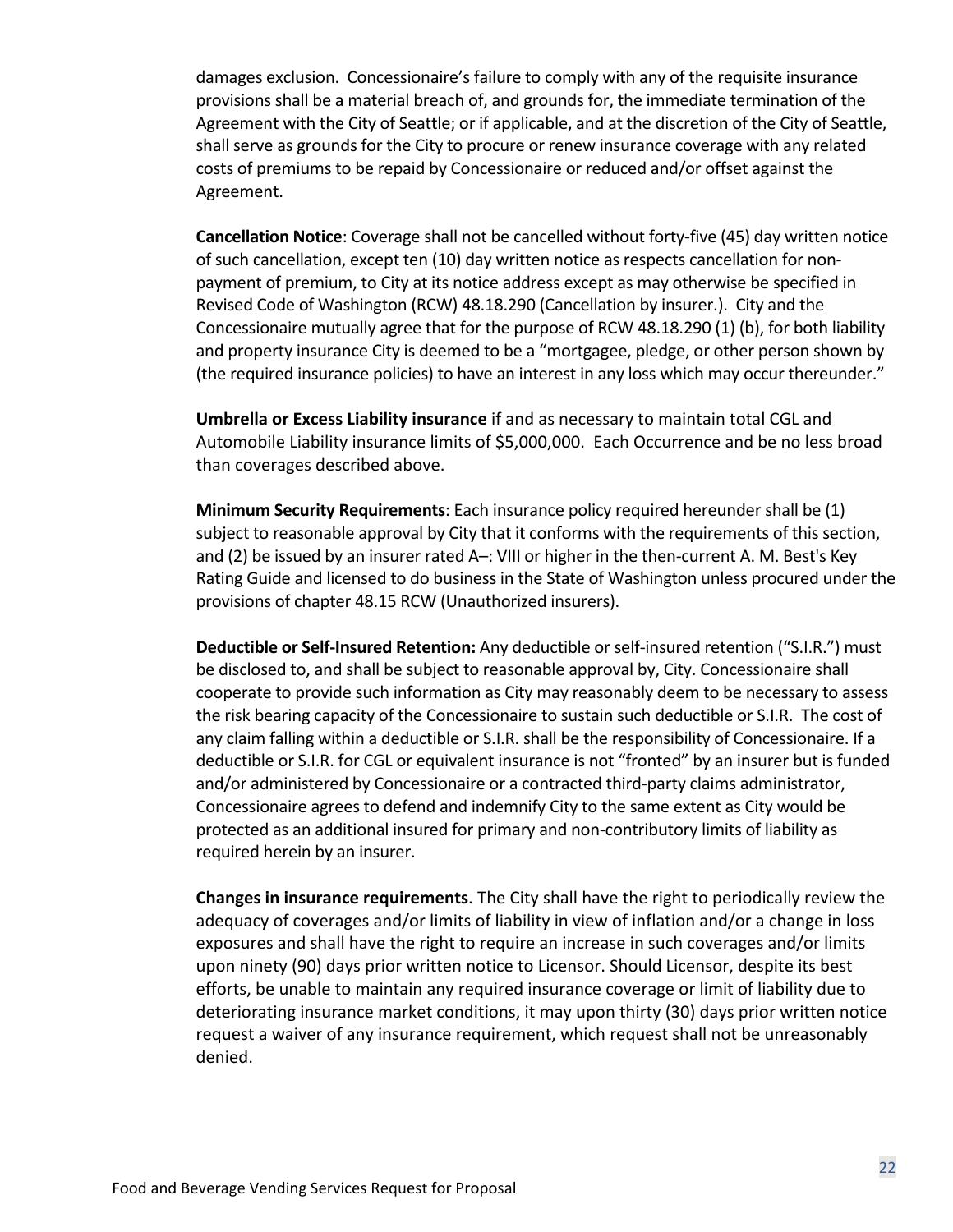damages exclusion. Concessionaire's failure to comply with any of the requisite insurance provisions shall be a material breach of, and grounds for, the immediate termination of the Agreement with the City of Seattle; or if applicable, and at the discretion of the City of Seattle, shall serve as grounds for the City to procure or renew insurance coverage with any related costs of premiums to be repaid by Concessionaire or reduced and/or offset against the Agreement.

**Cancellation Notice**: Coverage shall not be cancelled without forty-five (45) day written notice of such cancellation, except ten (10) day written notice as respects cancellation for non-payment of premium, to City at its notice address except as may otherwise be specified in Revised Code of Washington (RCW) 48.18.290 (Cancellation by insurer.). City and the Concessionaire mutually agree that for the purpose of RCW 48.18.290 (1) (b), for both liability and property insurance City is deemed to be a "mortgagee, pledge, or other person shown by (the required insurance policies) to have an interest in any loss which may occur thereunder."

**Umbrella or Excess Liability insurance** if and as necessary to maintain total CGL and Automobile Liability insurance limits of $5,000,000. Each Occurrence and be no less broad than coverages described above.

**Minimum Security Requirements**: Each insurance policy required hereunder shall be (1) subject to reasonable approval by City that it conforms with the requirements of this section, and (2) be issued by an insurer rated A–: VIII or higher in the then-current A. M. Best's Key Rating Guide and licensed to do business in the State of Washington unless procured under the provisions of chapter 48.15 RCW (Unauthorized insurers).

**Deductible or Self-Insured Retention:** Any deductible or self-insured retention ("S.I.R.") must be disclosed to, and shall be subject to reasonable approval by, City. Concessionaire shall cooperate to provide such information as City may reasonably deem to be necessary to assess the risk bearing capacity of the Concessionaire to sustain such deductible or S.I.R. The cost of any claim falling within a deductible or S.I.R. shall be the responsibility of Concessionaire. If a deductible or S.I.R. for CGL or equivalent insurance is not "fronted" by an insurer but is funded and/or administered by Concessionaire or a contracted third-party claims administrator, Concessionaire agrees to defend and indemnify City to the same extent as City would be protected as an additional insured for primary and non-contributory limits of liability as required herein by an insurer.

**Changes in insurance requirements**. The City shall have the right to periodically review the adequacy of coverages and/or limits of liability in view of inflation and/or a change in loss exposures and shall have the right to require an increase in such coverages and/or limits upon ninety (90) days prior written notice to Licensor. Should Licensor, despite its best efforts, be unable to maintain any required insurance coverage or limit of liability due to deteriorating insurance market conditions, it may upon thirty (30) days prior written notice request a waiver of any insurance requirement, which request shall not be unreasonably denied.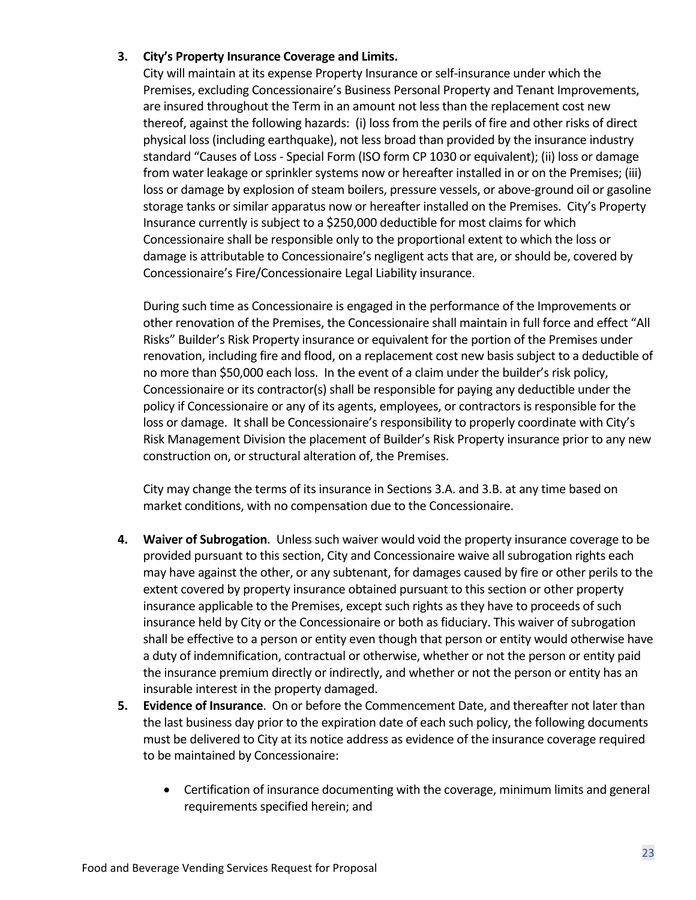3. **City's Property Insurance Coverage and Limits.**
   City will maintain at its expense Property Insurance or self-insurance under which the Premises, excluding Concessionaire's Business Personal Property and Tenant Improvements, are insured throughout the Term in an amount not less than the replacement cost new thereof, against the following hazards: (i) loss from the perils of fire and other risks of direct physical loss (including earthquake), not less broad than provided by the insurance industry standard "Causes of Loss - Special Form (ISO form CP 1030 or equivalent); (ii) loss or damage from water leakage or sprinkler systems now or hereafter installed in or on the Premises; (iii) loss or damage by explosion of steam boilers, pressure vessels, or above-ground oil or gasoline storage tanks or similar apparatus now or hereafter installed on the Premises. City's Property Insurance currently is subject to a $250,000 deductible for most claims for which Concessionaire shall be responsible only to the proportional extent to which the loss or damage is attributable to Concessionaire's negligent acts that are, or should be, covered by Concessionaire's Fire/Concessionaire Legal Liability insurance.

   During such time as Concessionaire is engaged in the performance of the Improvements or other renovation of the Premises, the Concessionaire shall maintain in full force and effect "All Risks" Builder's Risk Property insurance or equivalent for the portion of the Premises under renovation, including fire and flood, on a replacement cost new basis subject to a deductible of no more than $50,000 each loss. In the event of a claim under the builder's risk policy, Concessionaire or its contractor(s) shall be responsible for paying any deductible under the policy if Concessionaire or any of its agents, employees, or contractors is responsible for the loss or damage. It shall be Concessionaire's responsibility to properly coordinate with City's Risk Management Division the placement of Builder's Risk Property insurance prior to any new construction on, or structural alteration of, the Premises.

   City may change the terms of its insurance in Sections 3.A. and 3.B. at any time based on market conditions, with no compensation due to the Concessionaire.

4. **Waiver of Subrogation**. Unless such waiver would void the property insurance coverage to be provided pursuant to this section, City and Concessionaire waive all subrogation rights each may have against the other, or any subtenant, for damages caused by fire or other perils to the extent covered by property insurance obtained pursuant to this section or other property insurance applicable to the Premises, except such rights as they have to proceeds of such insurance held by City or the Concessionaire or both as fiduciary. This waiver of subrogation shall be effective to a person or entity even though that person or entity would otherwise have a duty of indemnification, contractual or otherwise, whether or not the person or entity paid the insurance premium directly or indirectly, and whether or not the person or entity has an insurable interest in the property damaged.
5. **Evidence of Insurance**. On or before the Commencement Date, and thereafter not later than the last business day prior to the expiration date of each such policy, the following documents must be delivered to City at its notice address as evidence of the insurance coverage required to be maintained by Concessionaire:

   - Certification of insurance documenting with the coverage, minimum limits and general requirements specified herein; and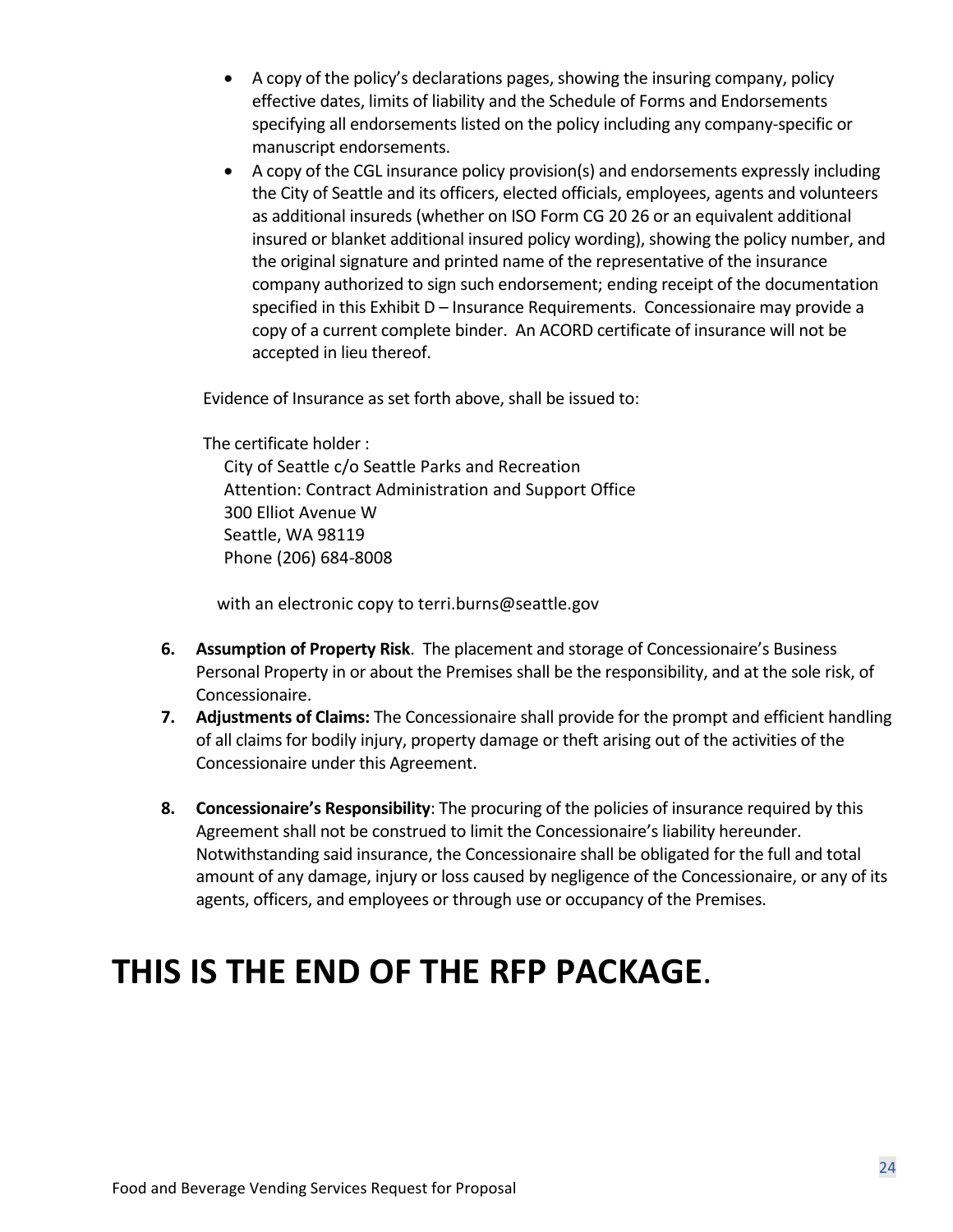- A copy of the policy's declarations pages, showing the insuring company, policy effective dates, limits of liability and the Schedule of Forms and Endorsements specifying all endorsements listed on the policy including any company-specific or manuscript endorsements.
- A copy of the CGL insurance policy provision(s) and endorsements expressly including the City of Seattle and its officers, elected officials, employees, agents and volunteers as additional insureds (whether on ISO Form CG 20 26 or an equivalent additional insured or blanket additional insured policy wording), showing the policy number, and the original signature and printed name of the representative of the insurance company authorized to sign such endorsement; ending receipt of the documentation specified in this Exhibit D – Insurance Requirements. Concessionaire may provide a copy of a current complete binder. An ACORD certificate of insurance will not be accepted in lieu thereof.

Evidence of Insurance as set forth above, shall be issued to:

The certificate holder :
City of Seattle c/o Seattle Parks and Recreation
Attention: Contract Administration and Support Office
300 Elliot Avenue W
Seattle, WA 98119
Phone (206) 684-8008

with an electronic copy to terri.burns@seattle.gov

6. **Assumption of Property Risk**. The placement and storage of Concessionaire's Business Personal Property in or about the Premises shall be the responsibility, and at the sole risk, of Concessionaire.
7. **Adjustments of Claims:** The Concessionaire shall provide for the prompt and efficient handling of all claims for bodily injury, property damage or theft arising out of the activities of the Concessionaire under this Agreement.
8. **Concessionaire's Responsibility**: The procuring of the policies of insurance required by this Agreement shall not be construed to limit the Concessionaire's liability hereunder. Notwithstanding said insurance, the Concessionaire shall be obligated for the full and total amount of any damage, injury or loss caused by negligence of the Concessionaire, or any of its agents, officers, and employees or through use or occupancy of the Premises.

# THIS IS THE END OF THE RFP PACKAGE.